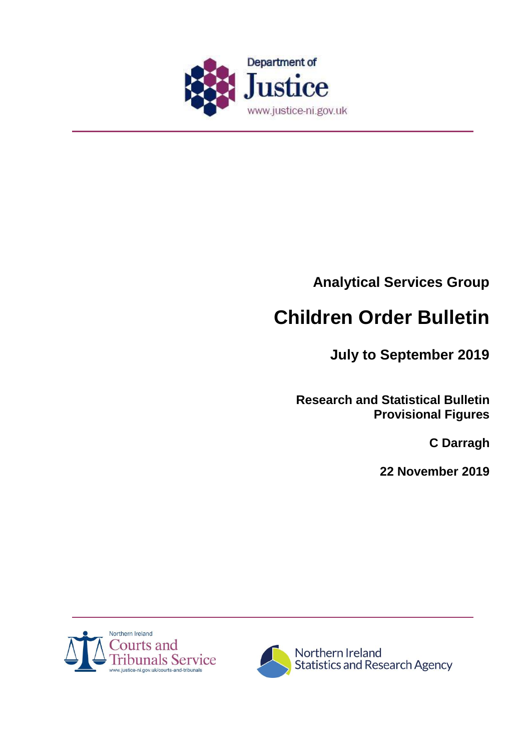Department of Justice

www.justice-ni.gov.uk

**Analytical Services Group**

# Children Order Bulletin

**July to September 2019**

**Research and Statistical Bulletin**
**Provisional Figures**

**C Darragh**

**22 November 2019**

Northern Ireland Courts and Tribunals Service

www.justice-ni.gov.uk/courts-and-tribunals

Northern Ireland Statistics and Research Agency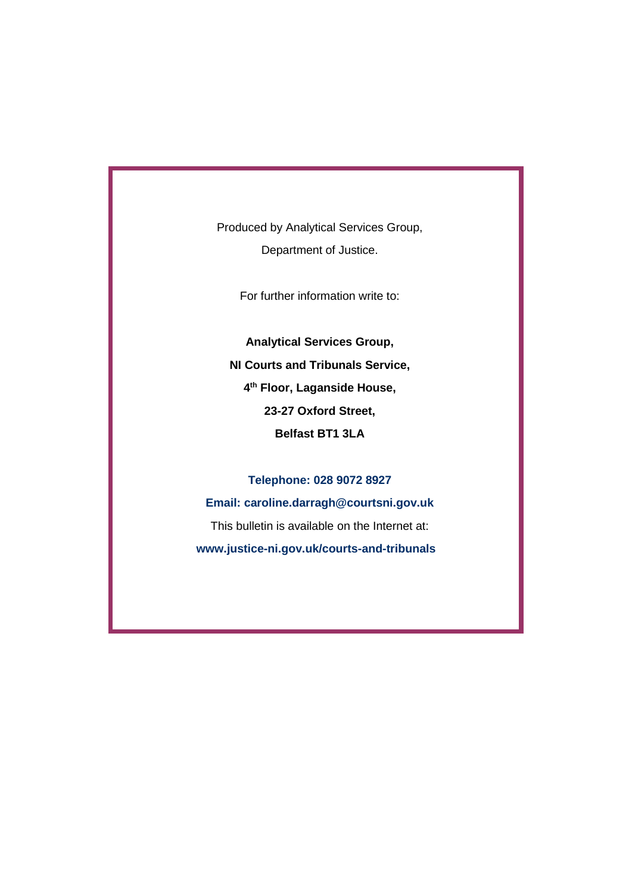Produced by Analytical Services Group,

Department of Justice.

For further information write to:

**Analytical Services Group,**

**NI Courts and Tribunals Service,**

**4th Floor, Laganside House,**

**23-27 Oxford Street,**

**Belfast BT1 3LA**

**Telephone: 028 9072 8927**

**Email: caroline.darragh@courtsni.gov.uk**

This bulletin is available on the Internet at:

**www.justice-ni.gov.uk/courts-and-tribunals**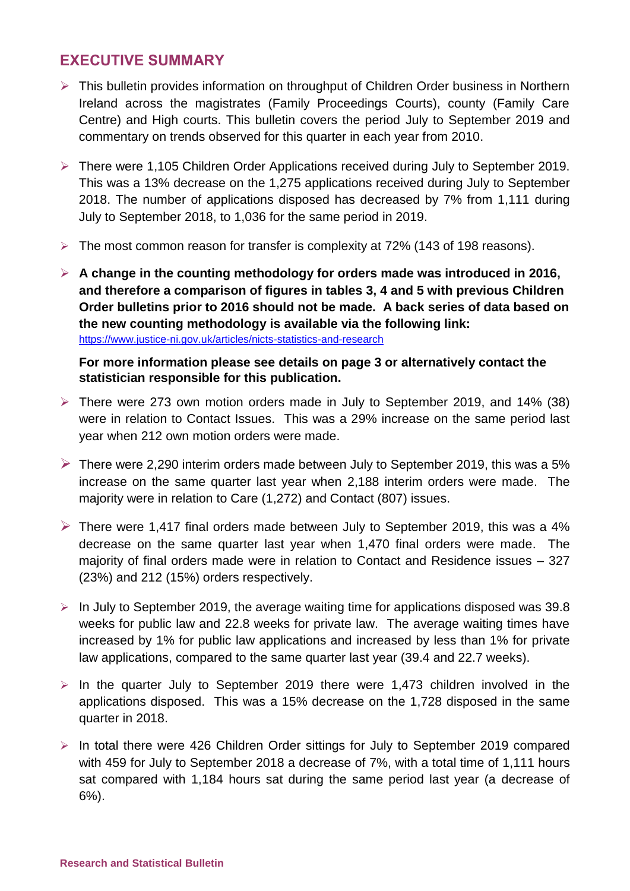## EXECUTIVE SUMMARY

- This bulletin provides information on throughput of Children Order business in Northern Ireland across the magistrates (Family Proceedings Courts), county (Family Care Centre) and High courts. This bulletin covers the period July to September 2019 and commentary on trends observed for this quarter in each year from 2010.
- There were 1,105 Children Order Applications received during July to September 2019. This was a 13% decrease on the 1,275 applications received during July to September 2018. The number of applications disposed has decreased by 7% from 1,111 during July to September 2018, to 1,036 for the same period in 2019.
- The most common reason for transfer is complexity at 72% (143 of 198 reasons).
- **A change in the counting methodology for orders made was introduced in 2016, and therefore a comparison of figures in tables 3, 4 and 5 with previous Children Order bulletins prior to 2016 should not be made. A back series of data based on the new counting methodology is available via the following link:** https://www.justice-ni.gov.uk/articles/nicts-statistics-and-research

  **For more information please see details on page 3 or alternatively contact the statistician responsible for this publication.**
- There were 273 own motion orders made in July to September 2019, and 14% (38) were in relation to Contact Issues. This was a 29% increase on the same period last year when 212 own motion orders were made.
- There were 2,290 interim orders made between July to September 2019, this was a 5% increase on the same quarter last year when 2,188 interim orders were made. The majority were in relation to Care (1,272) and Contact (807) issues.
- There were 1,417 final orders made between July to September 2019, this was a 4% decrease on the same quarter last year when 1,470 final orders were made. The majority of final orders made were in relation to Contact and Residence issues – 327 (23%) and 212 (15%) orders respectively.
- In July to September 2019, the average waiting time for applications disposed was 39.8 weeks for public law and 22.8 weeks for private law. The average waiting times have increased by 1% for public law applications and increased by less than 1% for private law applications, compared to the same quarter last year (39.4 and 22.7 weeks).
- In the quarter July to September 2019 there were 1,473 children involved in the applications disposed. This was a 15% decrease on the 1,728 disposed in the same quarter in 2018.
- In total there were 426 Children Order sittings for July to September 2019 compared with 459 for July to September 2018 a decrease of 7%, with a total time of 1,111 hours sat compared with 1,184 hours sat during the same period last year (a decrease of 6%).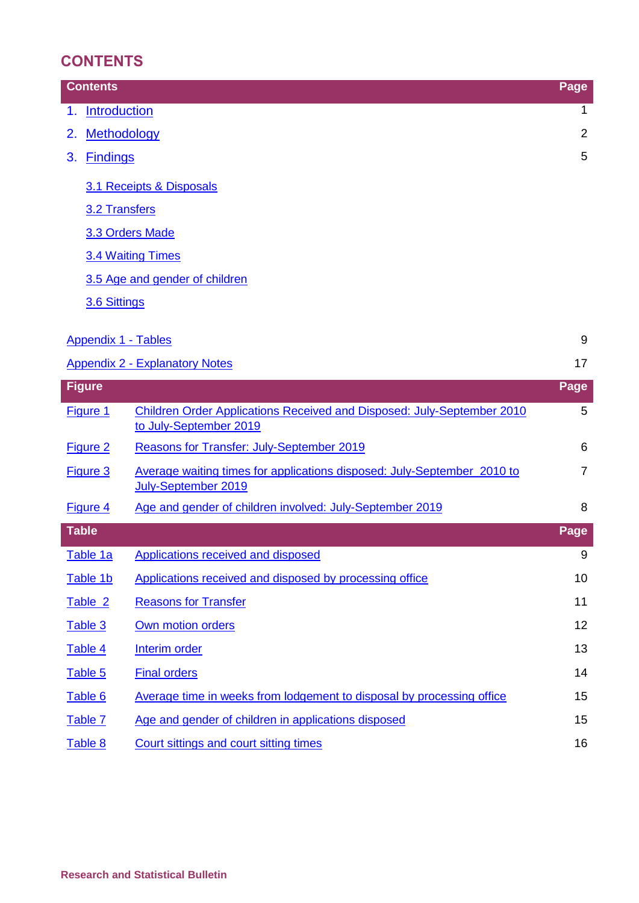## CONTENTS

| Contents | Page |
|---|---|
| 1. Introduction | 1 |
| 2. Methodology | 2 |
| 3. Findings | 5 |
| 3.1 Receipts & Disposals | |
| 3.2 Transfers | |
| 3.3 Orders Made | |
| 3.4 Waiting Times | |
| 3.5 Age and gender of children | |
| 3.6 Sittings | |
| Appendix 1 - Tables | 9 |
| Appendix 2 - Explanatory Notes | 17 |

| Figure | | Page |
|---|---|---|
| Figure 1 | Children Order Applications Received and Disposed: July-September 2010 to July-September 2019 | 5 |
| Figure 2 | Reasons for Transfer: July-September 2019 | 6 |
| Figure 3 | Average waiting times for applications disposed: July-September 2010 to July-September 2019 | 7 |
| Figure 4 | Age and gender of children involved: July-September 2019 | 8 |

| Table | | Page |
|---|---|---|
| Table 1a | Applications received and disposed | 9 |
| Table 1b | Applications received and disposed by processing office | 10 |
| Table 2 | Reasons for Transfer | 11 |
| Table 3 | Own motion orders | 12 |
| Table 4 | Interim order | 13 |
| Table 5 | Final orders | 14 |
| Table 6 | Average time in weeks from lodgement to disposal by processing office | 15 |
| Table 7 | Age and gender of children in applications disposed | 15 |
| Table 8 | Court sittings and court sitting times | 16 |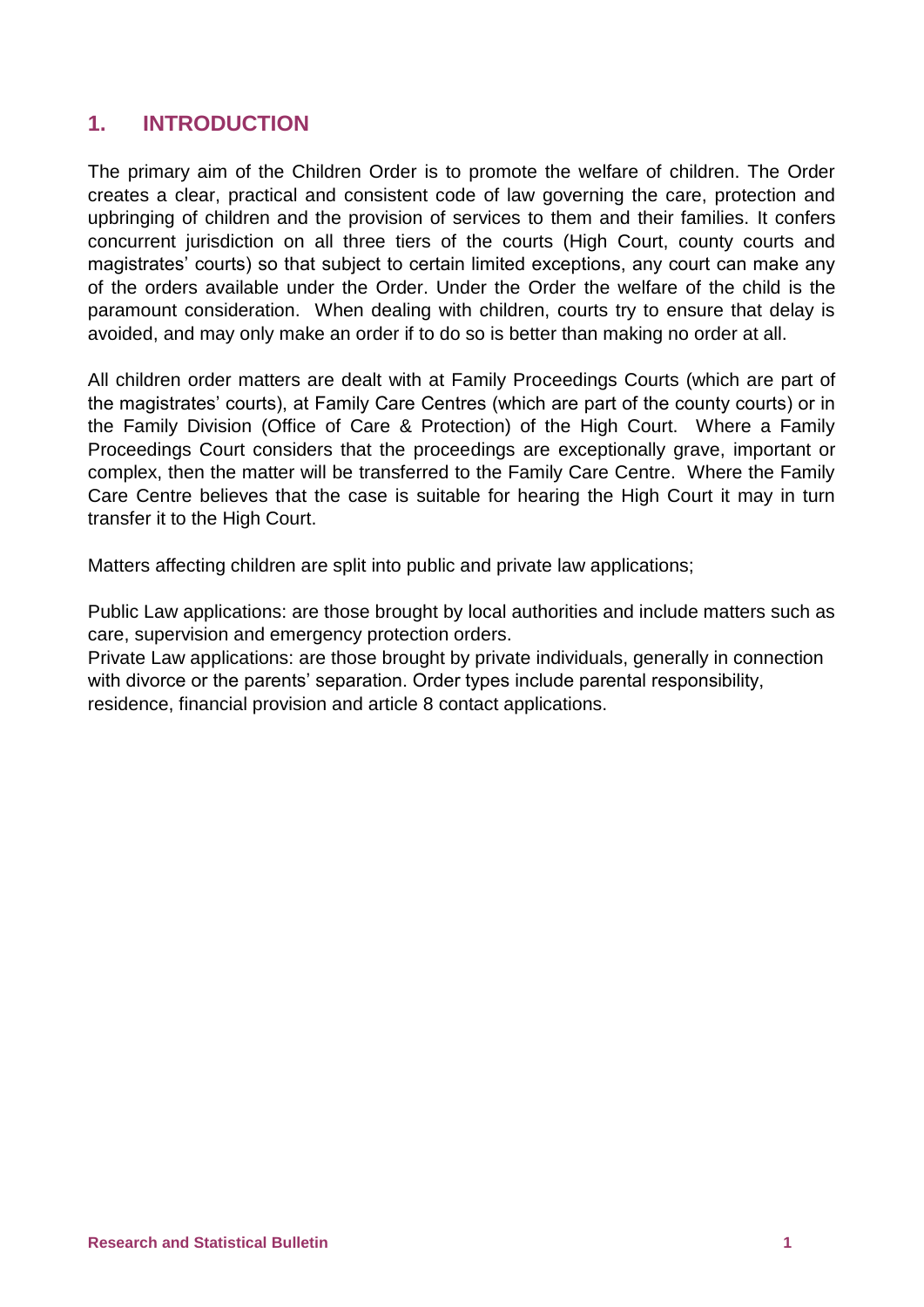## 1. INTRODUCTION

The primary aim of the Children Order is to promote the welfare of children. The Order creates a clear, practical and consistent code of law governing the care, protection and upbringing of children and the provision of services to them and their families. It confers concurrent jurisdiction on all three tiers of the courts (High Court, county courts and magistrates' courts) so that subject to certain limited exceptions, any court can make any of the orders available under the Order. Under the Order the welfare of the child is the paramount consideration. When dealing with children, courts try to ensure that delay is avoided, and may only make an order if to do so is better than making no order at all.

All children order matters are dealt with at Family Proceedings Courts (which are part of the magistrates' courts), at Family Care Centres (which are part of the county courts) or in the Family Division (Office of Care & Protection) of the High Court. Where a Family Proceedings Court considers that the proceedings are exceptionally grave, important or complex, then the matter will be transferred to the Family Care Centre. Where the Family Care Centre believes that the case is suitable for hearing the High Court it may in turn transfer it to the High Court.

Matters affecting children are split into public and private law applications;

Public Law applications: are those brought by local authorities and include matters such as care, supervision and emergency protection orders.
Private Law applications: are those brought by private individuals, generally in connection with divorce or the parents' separation. Order types include parental responsibility, residence, financial provision and article 8 contact applications.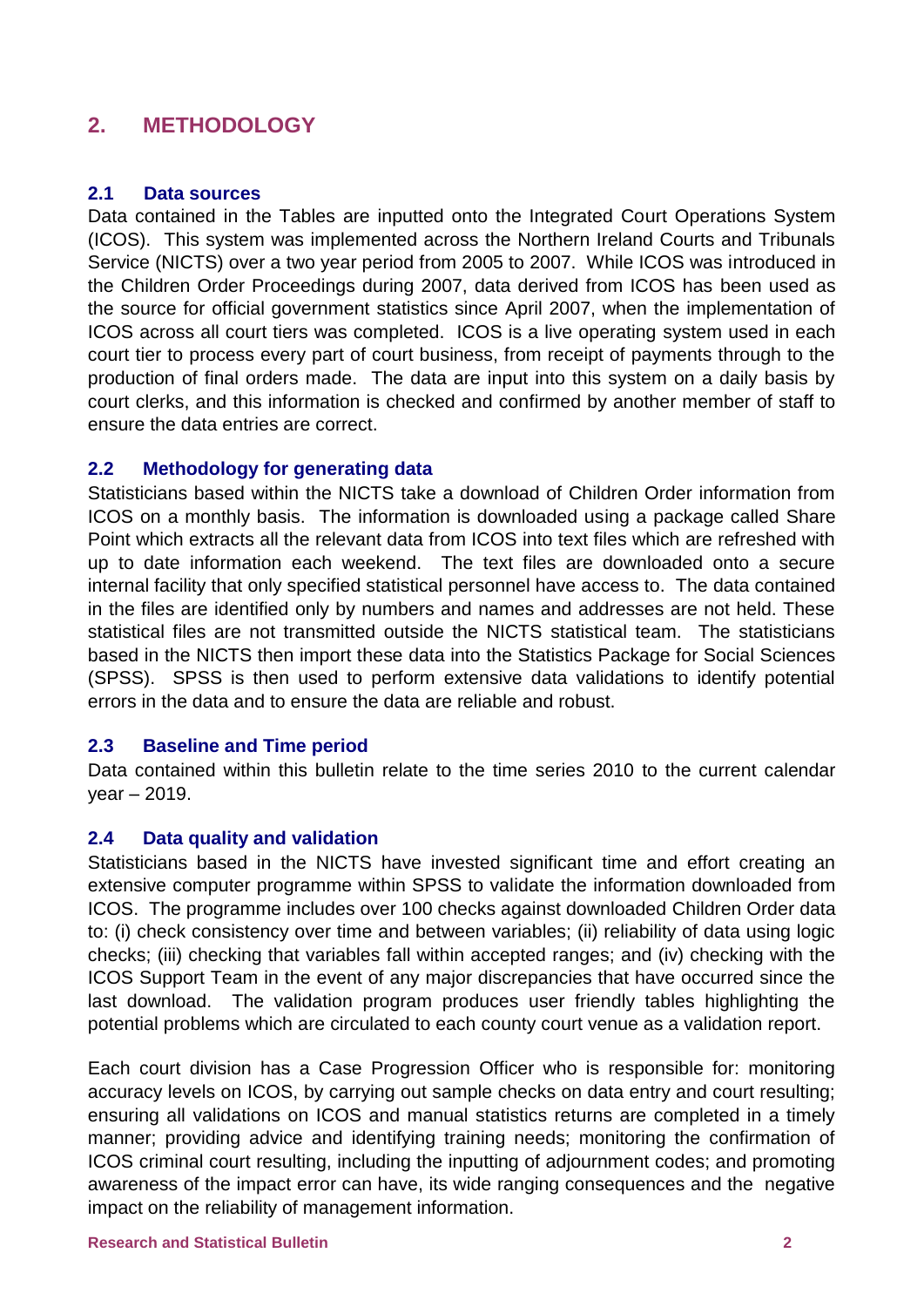## 2. METHODOLOGY

### 2.1 Data sources

Data contained in the Tables are inputted onto the Integrated Court Operations System (ICOS). This system was implemented across the Northern Ireland Courts and Tribunals Service (NICTS) over a two year period from 2005 to 2007. While ICOS was introduced in the Children Order Proceedings during 2007, data derived from ICOS has been used as the source for official government statistics since April 2007, when the implementation of ICOS across all court tiers was completed. ICOS is a live operating system used in each court tier to process every part of court business, from receipt of payments through to the production of final orders made. The data are input into this system on a daily basis by court clerks, and this information is checked and confirmed by another member of staff to ensure the data entries are correct.

### 2.2 Methodology for generating data

Statisticians based within the NICTS take a download of Children Order information from ICOS on a monthly basis. The information is downloaded using a package called Share Point which extracts all the relevant data from ICOS into text files which are refreshed with up to date information each weekend. The text files are downloaded onto a secure internal facility that only specified statistical personnel have access to. The data contained in the files are identified only by numbers and names and addresses are not held. These statistical files are not transmitted outside the NICTS statistical team. The statisticians based in the NICTS then import these data into the Statistics Package for Social Sciences (SPSS). SPSS is then used to perform extensive data validations to identify potential errors in the data and to ensure the data are reliable and robust.

### 2.3 Baseline and Time period

Data contained within this bulletin relate to the time series 2010 to the current calendar year – 2019.

### 2.4 Data quality and validation

Statisticians based in the NICTS have invested significant time and effort creating an extensive computer programme within SPSS to validate the information downloaded from ICOS. The programme includes over 100 checks against downloaded Children Order data to: (i) check consistency over time and between variables; (ii) reliability of data using logic checks; (iii) checking that variables fall within accepted ranges; and (iv) checking with the ICOS Support Team in the event of any major discrepancies that have occurred since the last download. The validation program produces user friendly tables highlighting the potential problems which are circulated to each county court venue as a validation report.

Each court division has a Case Progression Officer who is responsible for: monitoring accuracy levels on ICOS, by carrying out sample checks on data entry and court resulting; ensuring all validations on ICOS and manual statistics returns are completed in a timely manner; providing advice and identifying training needs; monitoring the confirmation of ICOS criminal court resulting, including the inputting of adjournment codes; and promoting awareness of the impact error can have, its wide ranging consequences and the negative impact on the reliability of management information.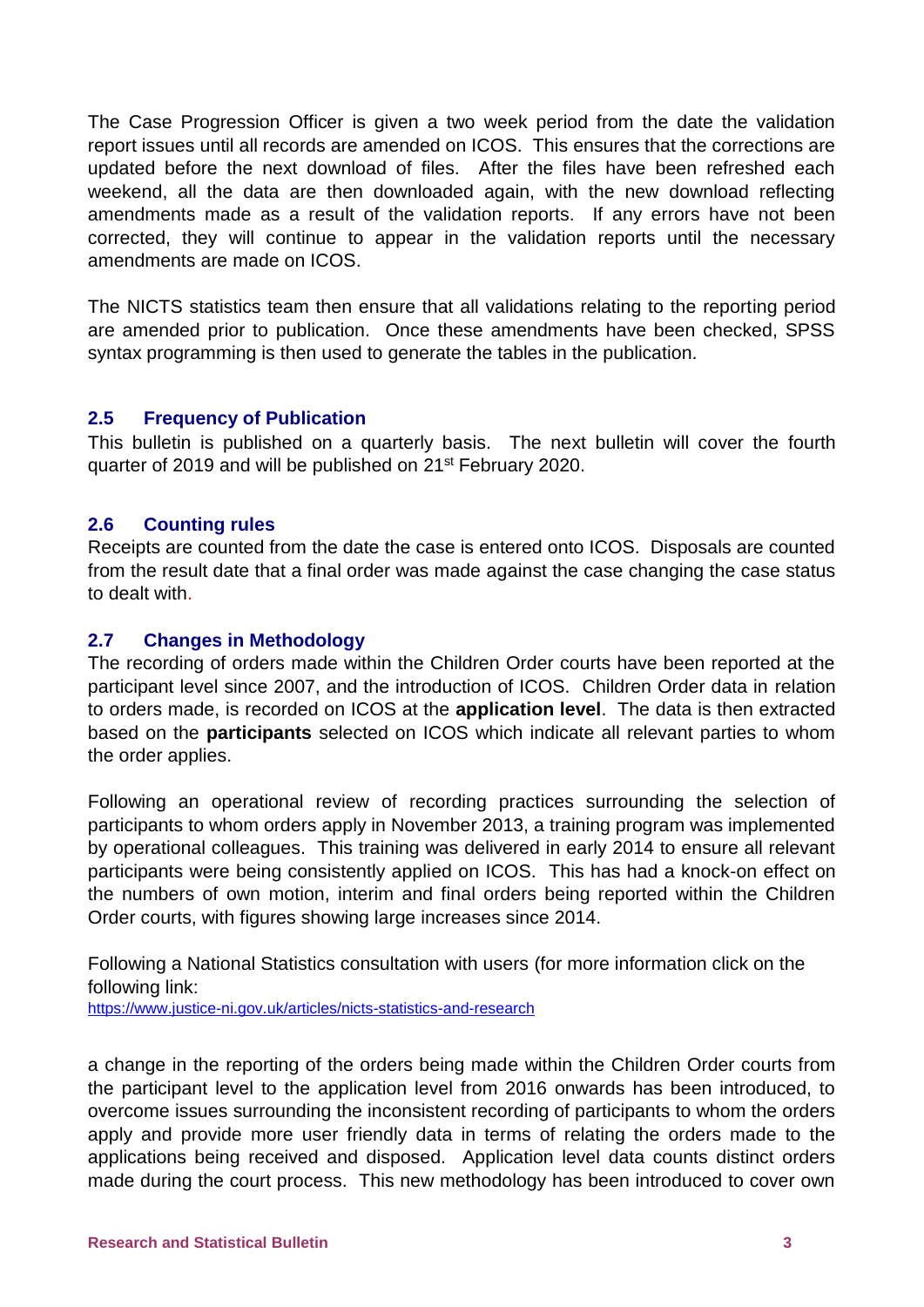The Case Progression Officer is given a two week period from the date the validation report issues until all records are amended on ICOS. This ensures that the corrections are updated before the next download of files. After the files have been refreshed each weekend, all the data are then downloaded again, with the new download reflecting amendments made as a result of the validation reports. If any errors have not been corrected, they will continue to appear in the validation reports until the necessary amendments are made on ICOS.

The NICTS statistics team then ensure that all validations relating to the reporting period are amended prior to publication. Once these amendments have been checked, SPSS syntax programming is then used to generate the tables in the publication.

### 2.5 Frequency of Publication

This bulletin is published on a quarterly basis. The next bulletin will cover the fourth quarter of 2019 and will be published on 21st February 2020.

### 2.6 Counting rules

Receipts are counted from the date the case is entered onto ICOS. Disposals are counted from the result date that a final order was made against the case changing the case status to dealt with.

### 2.7 Changes in Methodology

The recording of orders made within the Children Order courts have been reported at the participant level since 2007, and the introduction of ICOS. Children Order data in relation to orders made, is recorded on ICOS at the **application level**. The data is then extracted based on the **participants** selected on ICOS which indicate all relevant parties to whom the order applies.

Following an operational review of recording practices surrounding the selection of participants to whom orders apply in November 2013, a training program was implemented by operational colleagues. This training was delivered in early 2014 to ensure all relevant participants were being consistently applied on ICOS. This has had a knock-on effect on the numbers of own motion, interim and final orders being reported within the Children Order courts, with figures showing large increases since 2014.

Following a National Statistics consultation with users (for more information click on the following link:
https://www.justice-ni.gov.uk/articles/nicts-statistics-and-research

a change in the reporting of the orders being made within the Children Order courts from the participant level to the application level from 2016 onwards has been introduced, to overcome issues surrounding the inconsistent recording of participants to whom the orders apply and provide more user friendly data in terms of relating the orders made to the applications being received and disposed. Application level data counts distinct orders made during the court process. This new methodology has been introduced to cover own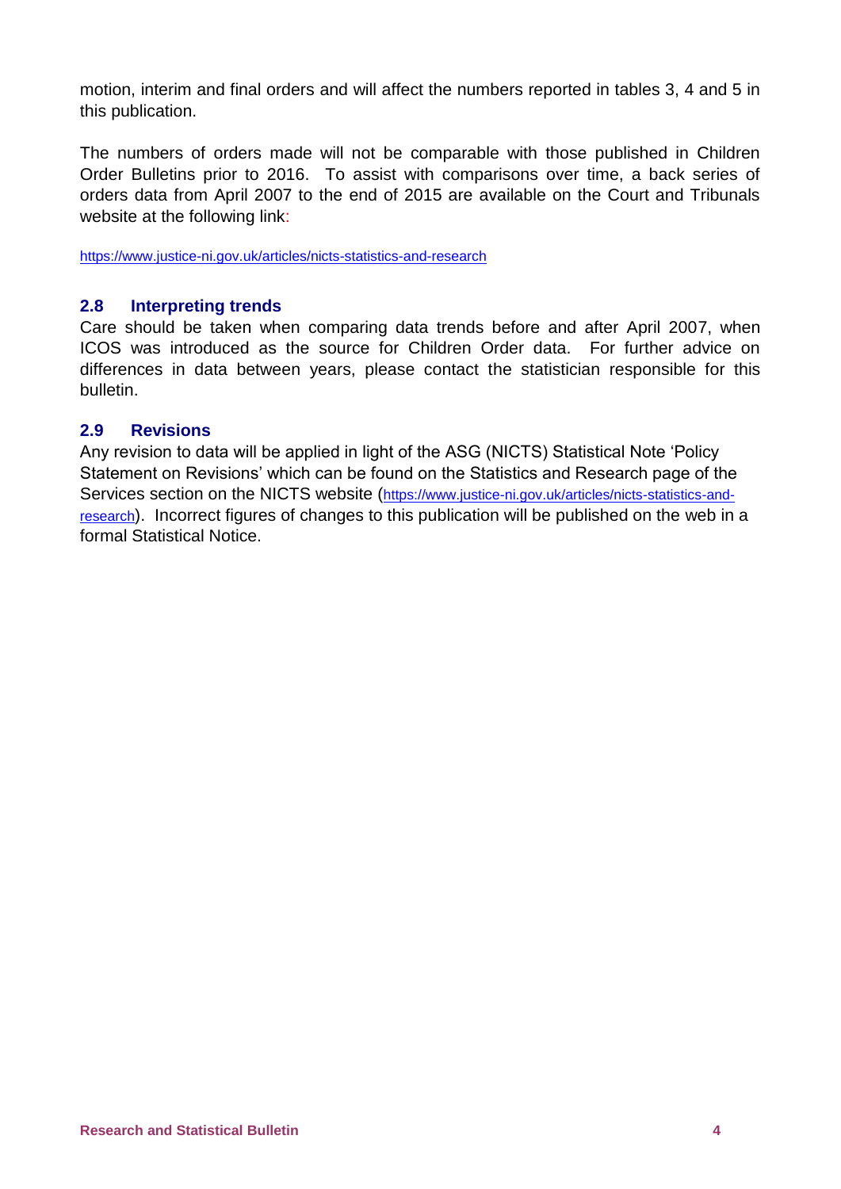motion, interim and final orders and will affect the numbers reported in tables 3, 4 and 5 in this publication.

The numbers of orders made will not be comparable with those published in Children Order Bulletins prior to 2016. To assist with comparisons over time, a back series of orders data from April 2007 to the end of 2015 are available on the Court and Tribunals website at the following link:

https://www.justice-ni.gov.uk/articles/nicts-statistics-and-research

### 2.8 Interpreting trends

Care should be taken when comparing data trends before and after April 2007, when ICOS was introduced as the source for Children Order data. For further advice on differences in data between years, please contact the statistician responsible for this bulletin.

### 2.9 Revisions

Any revision to data will be applied in light of the ASG (NICTS) Statistical Note 'Policy Statement on Revisions' which can be found on the Statistics and Research page of the Services section on the NICTS website (https://www.justice-ni.gov.uk/articles/nicts-statistics-and-research). Incorrect figures of changes to this publication will be published on the web in a formal Statistical Notice.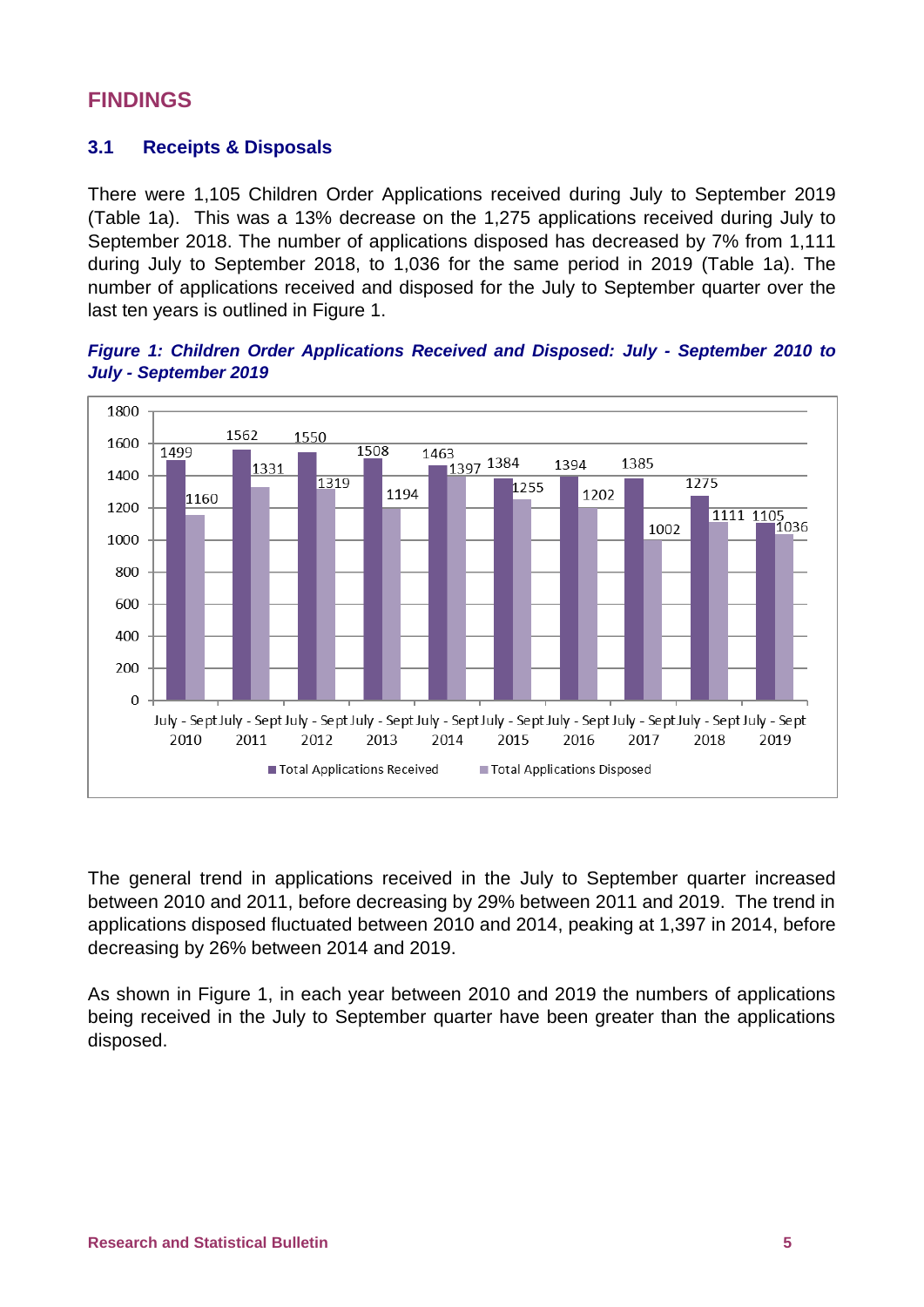# FINDINGS

## 3.1 Receipts & Disposals

There were 1,105 Children Order Applications received during July to September 2019 (Table 1a). This was a 13% decrease on the 1,275 applications received during July to September 2018. The number of applications disposed has decreased by 7% from 1,111 during July to September 2018, to 1,036 for the same period in 2019 (Table 1a). The number of applications received and disposed for the July to September quarter over the last ten years is outlined in Figure 1.

***Figure 1: Children Order Applications Received and Disposed: July - September 2010 to July - September 2019***

| | Total Applications Received | Total Applications Disposed |
|---|---|---|
| July - Sept 2010 | 1499 | 1160 |
| July - Sept 2011 | 1562 | 1331 |
| July - Sept 2012 | 1550 | 1319 |
| July - Sept 2013 | 1508 | 1194 |
| July - Sept 2014 | 1463 | 1397 |
| July - Sept 2015 | 1384 | 1255 |
| July - Sept 2016 | 1394 | 1202 |
| July - Sept 2017 | 1385 | 1002 |
| July - Sept 2018 | 1275 | 1111 |
| July - Sept 2019 | 1105 | 1036 |

The general trend in applications received in the July to September quarter increased between 2010 and 2011, before decreasing by 29% between 2011 and 2019. The trend in applications disposed fluctuated between 2010 and 2014, peaking at 1,397 in 2014, before decreasing by 26% between 2014 and 2019.

As shown in Figure 1, in each year between 2010 and 2019 the numbers of applications being received in the July to September quarter have been greater than the applications disposed.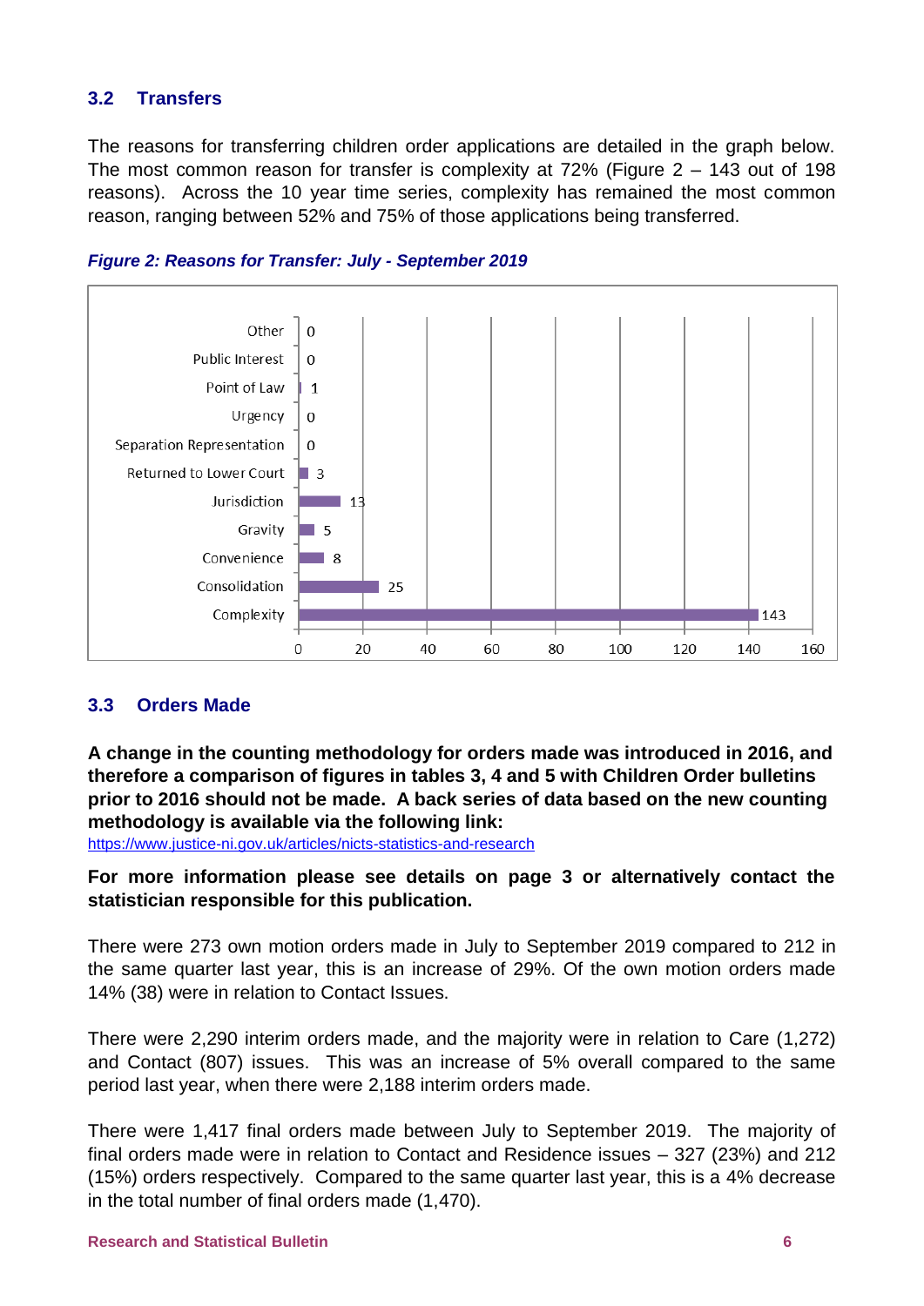## 3.2 Transfers

The reasons for transferring children order applications are detailed in the graph below. The most common reason for transfer is complexity at 72% (Figure 2 – 143 out of 198 reasons). Across the 10 year time series, complexity has remained the most common reason, ranging between 52% and 75% of those applications being transferred.

*Figure 2: Reasons for Transfer: July - September 2019*

| Reason | Number |
| --- | --- |
| Other | 0 |
| Public Interest | 0 |
| Point of Law | 1 |
| Urgency | 0 |
| Separation Representation | 0 |
| Returned to Lower Court | 3 |
| Jurisdiction | 13 |
| Gravity | 5 |
| Convenience | 8 |
| Consolidation | 25 |
| Complexity | 143 |

## 3.3 Orders Made

**A change in the counting methodology for orders made was introduced in 2016, and therefore a comparison of figures in tables 3, 4 and 5 with Children Order bulletins prior to 2016 should not be made. A back series of data based on the new counting methodology is available via the following link:**
https://www.justice-ni.gov.uk/articles/nicts-statistics-and-research

**For more information please see details on page 3 or alternatively contact the statistician responsible for this publication.**

There were 273 own motion orders made in July to September 2019 compared to 212 in the same quarter last year, this is an increase of 29%. Of the own motion orders made 14% (38) were in relation to Contact Issues.

There were 2,290 interim orders made, and the majority were in relation to Care (1,272) and Contact (807) issues. This was an increase of 5% overall compared to the same period last year, when there were 2,188 interim orders made.

There were 1,417 final orders made between July to September 2019. The majority of final orders made were in relation to Contact and Residence issues – 327 (23%) and 212 (15%) orders respectively. Compared to the same quarter last year, this is a 4% decrease in the total number of final orders made (1,470).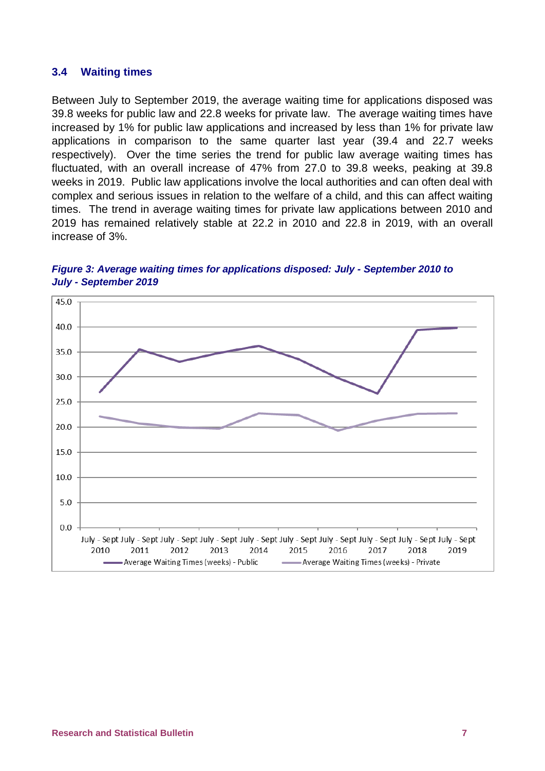### 3.4 Waiting times

Between July to September 2019, the average waiting time for applications disposed was 39.8 weeks for public law and 22.8 weeks for private law. The average waiting times have increased by 1% for public law applications and increased by less than 1% for private law applications in comparison to the same quarter last year (39.4 and 22.7 weeks respectively). Over the time series the trend for public law average waiting times has fluctuated, with an overall increase of 47% from 27.0 to 39.8 weeks, peaking at 39.8 weeks in 2019. Public law applications involve the local authorities and can often deal with complex and serious issues in relation to the welfare of a child, and this can affect waiting times. The trend in average waiting times for private law applications between 2010 and 2019 has remained relatively stable at 22.2 in 2010 and 22.8 in 2019, with an overall increase of 3%.

***Figure 3: Average waiting times for applications disposed: July - September 2010 to July - September 2019***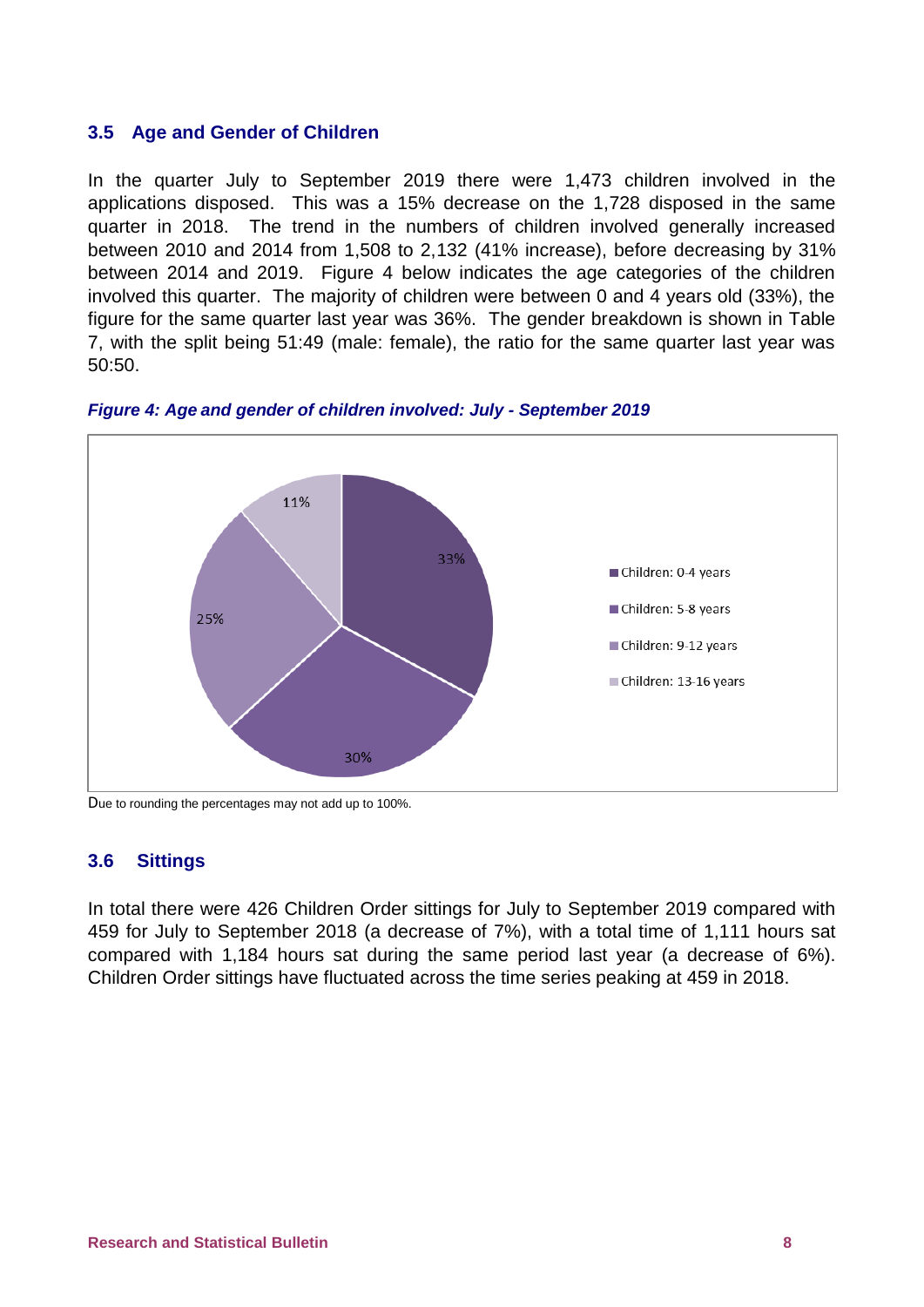### 3.5 Age and Gender of Children

In the quarter July to September 2019 there were 1,473 children involved in the applications disposed. This was a 15% decrease on the 1,728 disposed in the same quarter in 2018. The trend in the numbers of children involved generally increased between 2010 and 2014 from 1,508 to 2,132 (41% increase), before decreasing by 31% between 2014 and 2019. Figure 4 below indicates the age categories of the children involved this quarter. The majority of children were between 0 and 4 years old (33%), the figure for the same quarter last year was 36%. The gender breakdown is shown in Table 7, with the split being 51:49 (male: female), the ratio for the same quarter last year was 50:50.

***Figure 4: Age and gender of children involved: July - September 2019***

Due to rounding the percentages may not add up to 100%.

### 3.6 Sittings

In total there were 426 Children Order sittings for July to September 2019 compared with 459 for July to September 2018 (a decrease of 7%), with a total time of 1,111 hours sat compared with 1,184 hours sat during the same period last year (a decrease of 6%). Children Order sittings have fluctuated across the time series peaking at 459 in 2018.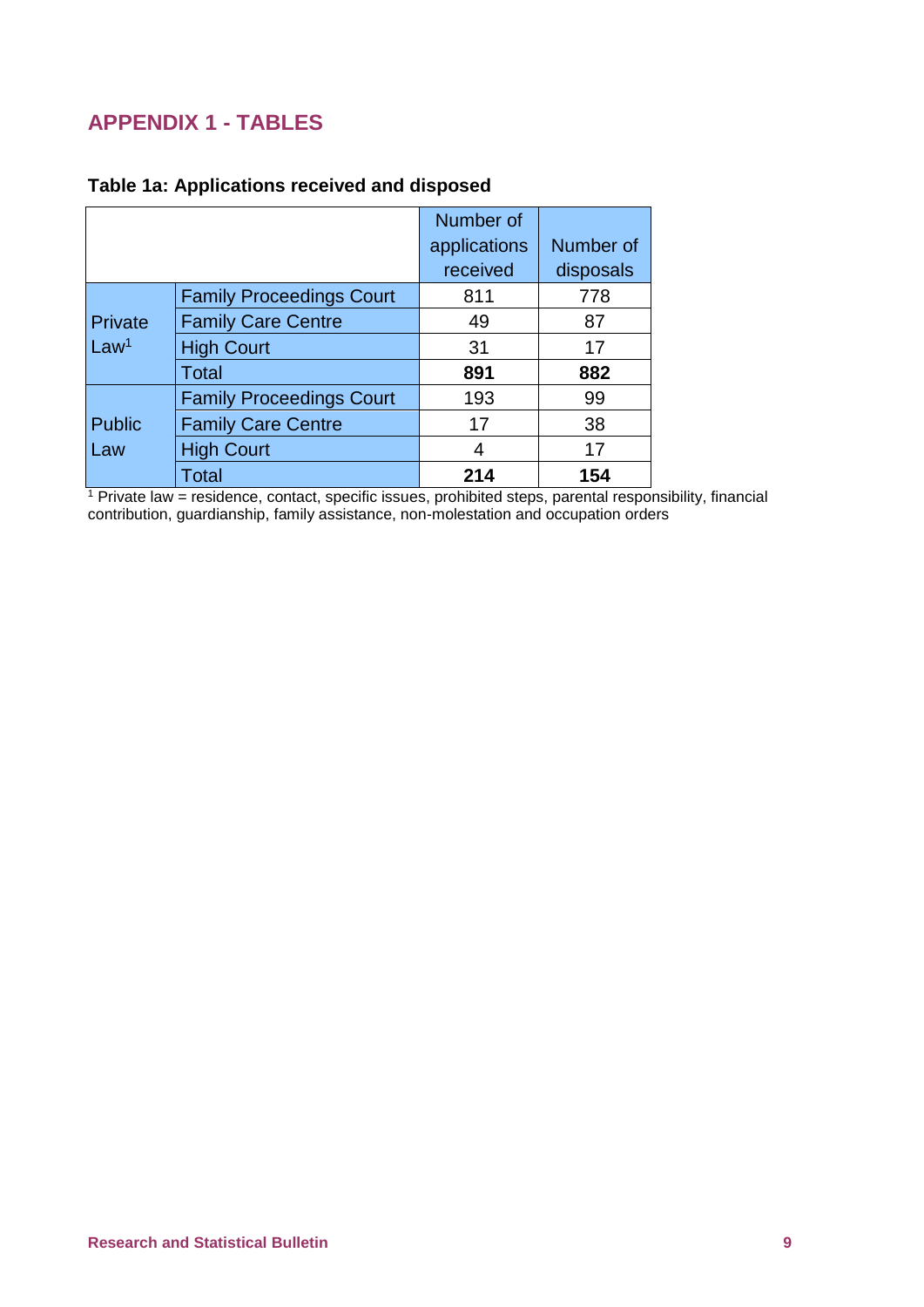## APPENDIX 1 - TABLES

**Table 1a: Applications received and disposed**

| | | Number of applications received | Number of disposals |
|---|---|---|---|
| Private Law[1] | Family Proceedings Court | 811 | 778 |
| | Family Care Centre | 49 | 87 |
| | High Court | 31 | 17 |
| | Total | **891** | **882** |
| Public Law | Family Proceedings Court | 193 | 99 |
| | Family Care Centre | 17 | 38 |
| | High Court | 4 | 17 |
| | Total | **214** | **154** |

[1] Private law = residence, contact, specific issues, prohibited steps, parental responsibility, financial contribution, guardianship, family assistance, non-molestation and occupation orders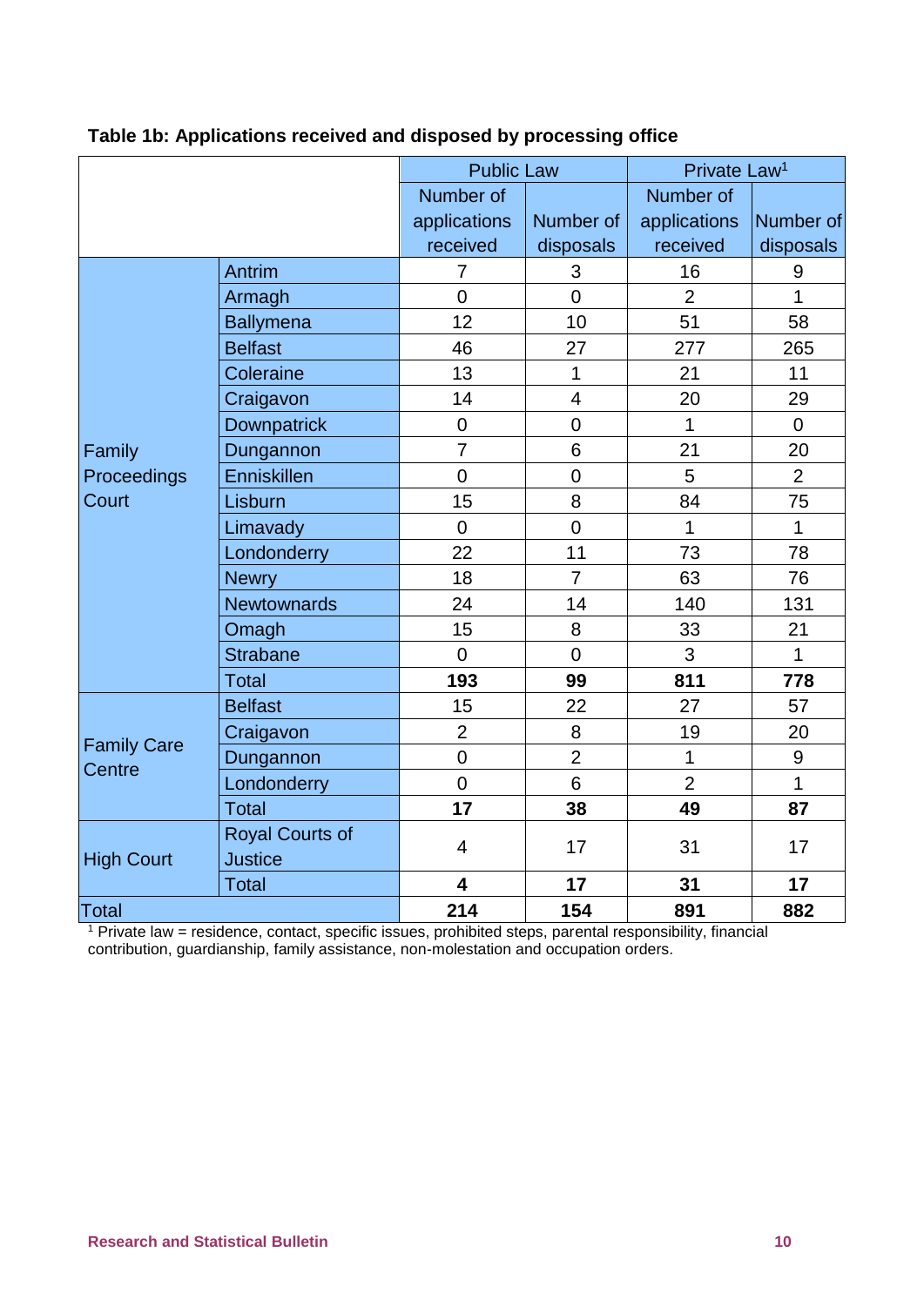**Table 1b: Applications received and disposed by processing office**

| | | Public Law | | Private Law[1] | |
|---|---|---|---|---|---|
| | | Number of applications received | Number of disposals | Number of applications received | Number of disposals |
| Family Proceedings Court | Antrim | 7 | 3 | 16 | 9 |
| | Armagh | 0 | 0 | 2 | 1 |
| | Ballymena | 12 | 10 | 51 | 58 |
| | Belfast | 46 | 27 | 277 | 265 |
| | Coleraine | 13 | 1 | 21 | 11 |
| | Craigavon | 14 | 4 | 20 | 29 |
| | Downpatrick | 0 | 0 | 1 | 0 |
| | Dungannon | 7 | 6 | 21 | 20 |
| | Enniskillen | 0 | 0 | 5 | 2 |
| | Lisburn | 15 | 8 | 84 | 75 |
| | Limavady | 0 | 0 | 1 | 1 |
| | Londonderry | 22 | 11 | 73 | 78 |
| | Newry | 18 | 7 | 63 | 76 |
| | Newtownards | 24 | 14 | 140 | 131 |
| | Omagh | 15 | 8 | 33 | 21 |
| | Strabane | 0 | 0 | 3 | 1 |
| | Total | **193** | **99** | **811** | **778** |
| Family Care Centre | Belfast | 15 | 22 | 27 | 57 |
| | Craigavon | 2 | 8 | 19 | 20 |
| | Dungannon | 0 | 2 | 1 | 9 |
| | Londonderry | 0 | 6 | 2 | 1 |
| | Total | **17** | **38** | **49** | **87** |
| High Court | Royal Courts of Justice | 4 | 17 | 31 | 17 |
| | Total | **4** | **17** | **31** | **17** |
| Total | | **214** | **154** | **891** | **882** |

[1] Private law = residence, contact, specific issues, prohibited steps, parental responsibility, financial contribution, guardianship, family assistance, non-molestation and occupation orders.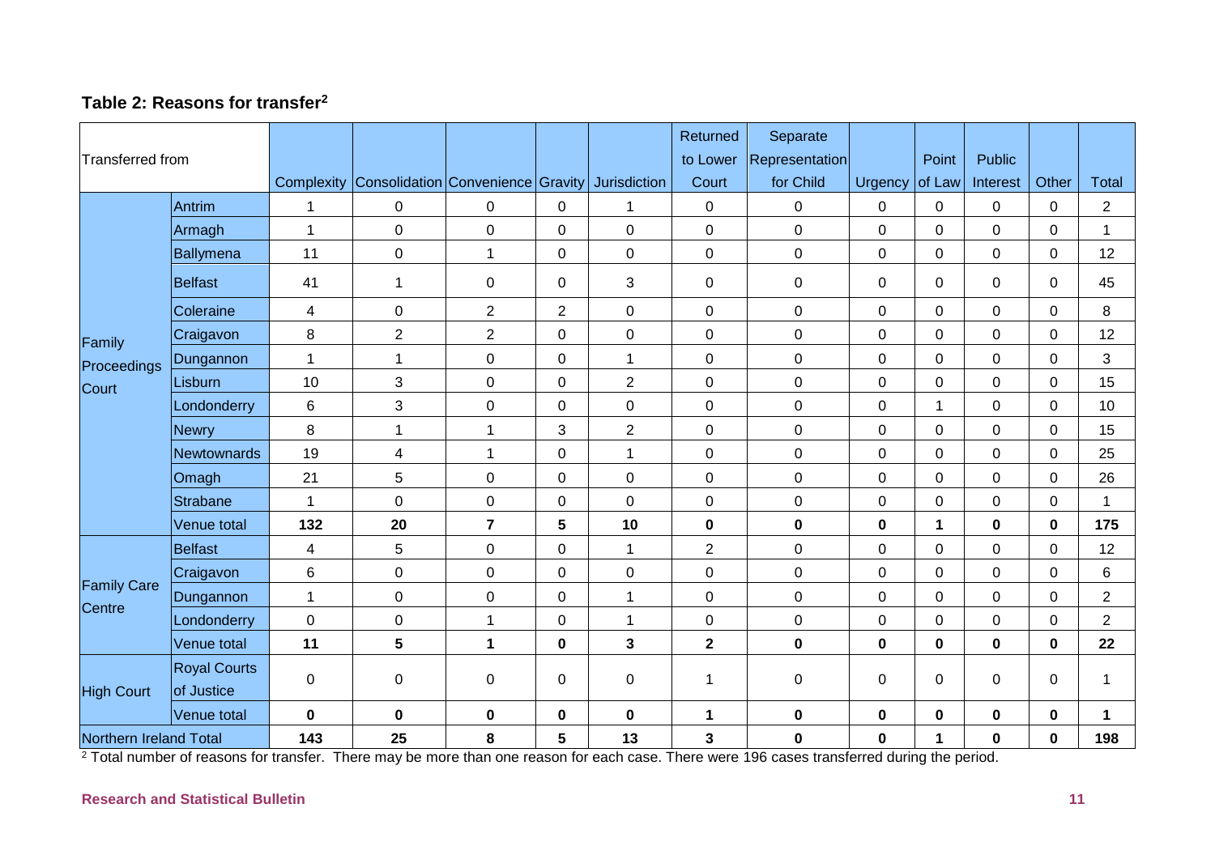### Table 2: Reasons for transfer[2]

| Transferred from | | Complexity | Consolidation | Convenience | Gravity | Jurisdiction | Returned to Lower Court | Separate Representation for Child | Urgency | Point of Law | Public Interest | Other | Total |
|---|---|---|---|---|---|---|---|---|---|---|---|---|---|
| Family Proceedings Court | Antrim | 1 | 0 | 0 | 0 | 1 | 0 | 0 | 0 | 0 | 0 | 0 | 2 |
| | Armagh | 1 | 0 | 0 | 0 | 0 | 0 | 0 | 0 | 0 | 0 | 0 | 1 |
| | Ballymena | 11 | 0 | 1 | 0 | 0 | 0 | 0 | 0 | 0 | 0 | 0 | 12 |
| | Belfast | 41 | 1 | 0 | 0 | 3 | 0 | 0 | 0 | 0 | 0 | 0 | 45 |
| | Coleraine | 4 | 0 | 2 | 2 | 0 | 0 | 0 | 0 | 0 | 0 | 0 | 8 |
| | Craigavon | 8 | 2 | 2 | 0 | 0 | 0 | 0 | 0 | 0 | 0 | 0 | 12 |
| | Dungannon | 1 | 1 | 0 | 0 | 1 | 0 | 0 | 0 | 0 | 0 | 0 | 3 |
| | Lisburn | 10 | 3 | 0 | 0 | 2 | 0 | 0 | 0 | 0 | 0 | 0 | 15 |
| | Londonderry | 6 | 3 | 0 | 0 | 0 | 0 | 0 | 0 | 1 | 0 | 0 | 10 |
| | Newry | 8 | 1 | 1 | 3 | 2 | 0 | 0 | 0 | 0 | 0 | 0 | 15 |
| | Newtownards | 19 | 4 | 1 | 0 | 1 | 0 | 0 | 0 | 0 | 0 | 0 | 25 |
| | Omagh | 21 | 5 | 0 | 0 | 0 | 0 | 0 | 0 | 0 | 0 | 0 | 26 |
| | Strabane | 1 | 0 | 0 | 0 | 0 | 0 | 0 | 0 | 0 | 0 | 0 | 1 |
| | **Venue total** | **132** | **20** | **7** | **5** | **10** | **0** | **0** | **0** | **1** | **0** | **0** | **175** |
| Family Care Centre | Belfast | 4 | 5 | 0 | 0 | 1 | 2 | 0 | 0 | 0 | 0 | 0 | 12 |
| | Craigavon | 6 | 0 | 0 | 0 | 0 | 0 | 0 | 0 | 0 | 0 | 0 | 6 |
| | Dungannon | 1 | 0 | 0 | 0 | 1 | 0 | 0 | 0 | 0 | 0 | 0 | 2 |
| | Londonderry | 0 | 0 | 1 | 0 | 1 | 0 | 0 | 0 | 0 | 0 | 0 | 2 |
| | **Venue total** | **11** | **5** | **1** | **0** | **3** | **2** | **0** | **0** | **0** | **0** | **0** | **22** |
| High Court | Royal Courts of Justice | 0 | 0 | 0 | 0 | 0 | 1 | 0 | 0 | 0 | 0 | 0 | 1 |
| | **Venue total** | **0** | **0** | **0** | **0** | **0** | **1** | **0** | **0** | **0** | **0** | **0** | **1** |
| **Northern Ireland Total** | | **143** | **25** | **8** | **5** | **13** | **3** | **0** | **0** | **1** | **0** | **0** | **198** |

[2] Total number of reasons for transfer. There may be more than one reason for each case. There were 196 cases transferred during the period.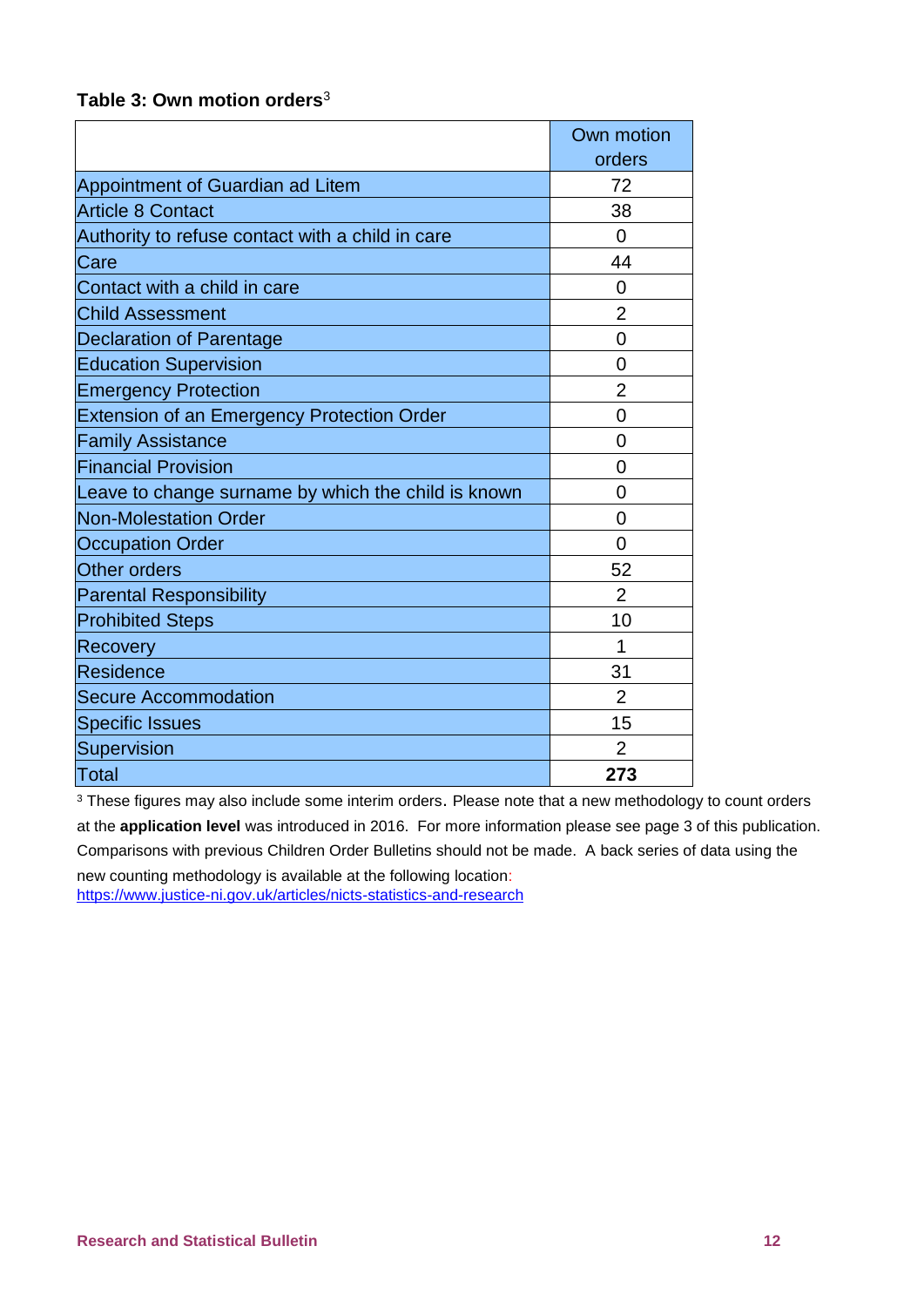**Table 3: Own motion orders**[3]

| | Own motion orders |
|---|---|
| Appointment of Guardian ad Litem | 72 |
| Article 8 Contact | 38 |
| Authority to refuse contact with a child in care | 0 |
| Care | 44 |
| Contact with a child in care | 0 |
| Child Assessment | 2 |
| Declaration of Parentage | 0 |
| Education Supervision | 0 |
| Emergency Protection | 2 |
| Extension of an Emergency Protection Order | 0 |
| Family Assistance | 0 |
| Financial Provision | 0 |
| Leave to change surname by which the child is known | 0 |
| Non-Molestation Order | 0 |
| Occupation Order | 0 |
| Other orders | 52 |
| Parental Responsibility | 2 |
| Prohibited Steps | 10 |
| Recovery | 1 |
| Residence | 31 |
| Secure Accommodation | 2 |
| Specific Issues | 15 |
| Supervision | 2 |
| Total | **273** |

[3] These figures may also include some interim orders. Please note that a new methodology to count orders at the **application level** was introduced in 2016. For more information please see page 3 of this publication. Comparisons with previous Children Order Bulletins should not be made. A back series of data using the new counting methodology is available at the following location: https://www.justice-ni.gov.uk/articles/nicts-statistics-and-research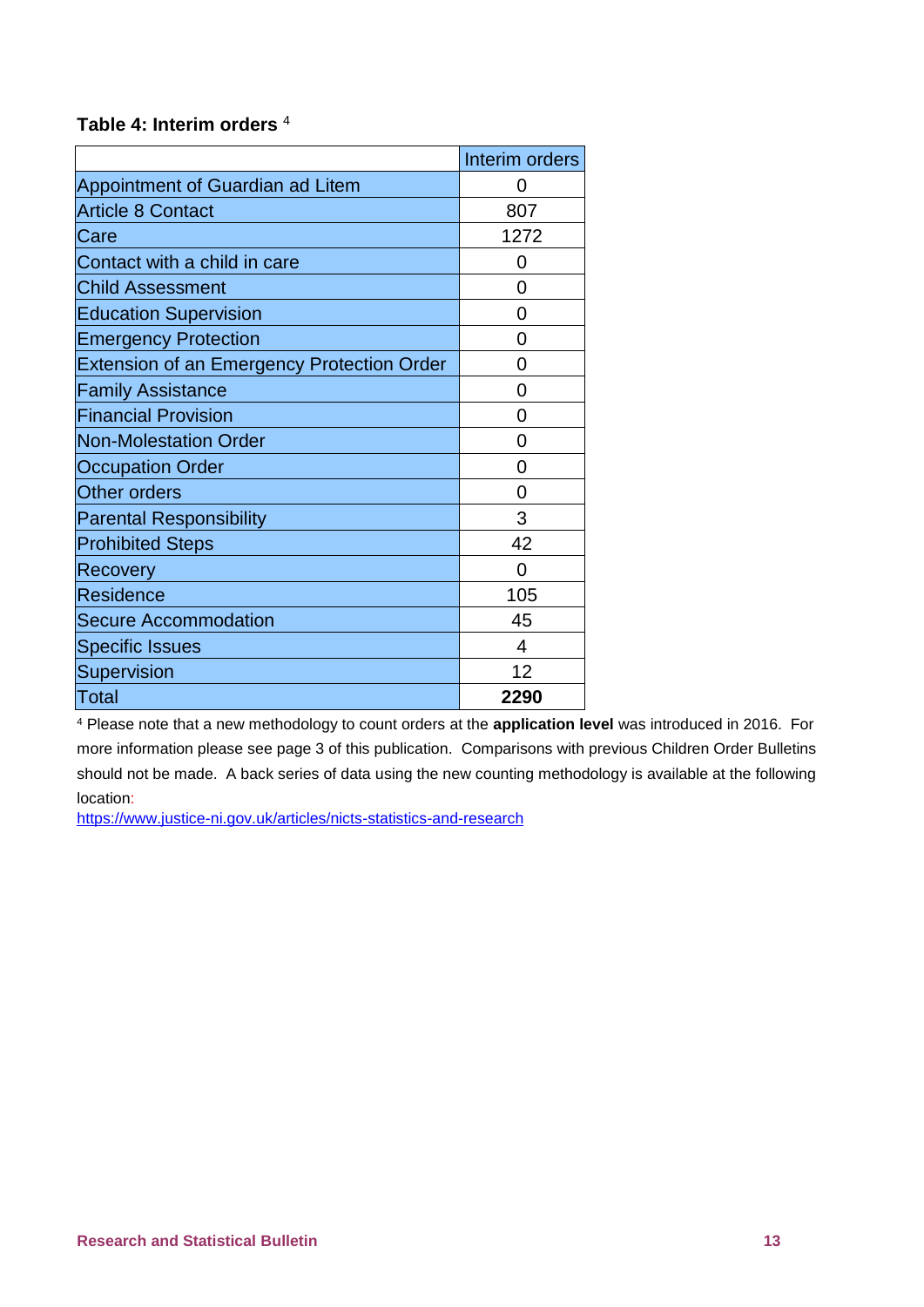**Table 4: Interim orders** [4]

| | Interim orders |
|---|---|
| Appointment of Guardian ad Litem | 0 |
| Article 8 Contact | 807 |
| Care | 1272 |
| Contact with a child in care | 0 |
| Child Assessment | 0 |
| Education Supervision | 0 |
| Emergency Protection | 0 |
| Extension of an Emergency Protection Order | 0 |
| Family Assistance | 0 |
| Financial Provision | 0 |
| Non-Molestation Order | 0 |
| Occupation Order | 0 |
| Other orders | 0 |
| Parental Responsibility | 3 |
| Prohibited Steps | 42 |
| Recovery | 0 |
| Residence | 105 |
| Secure Accommodation | 45 |
| Specific Issues | 4 |
| Supervision | 12 |
| Total | **2290** |

[4] Please note that a new methodology to count orders at the **application level** was introduced in 2016. For more information please see page 3 of this publication. Comparisons with previous Children Order Bulletins should not be made. A back series of data using the new counting methodology is available at the following location:
https://www.justice-ni.gov.uk/articles/nicts-statistics-and-research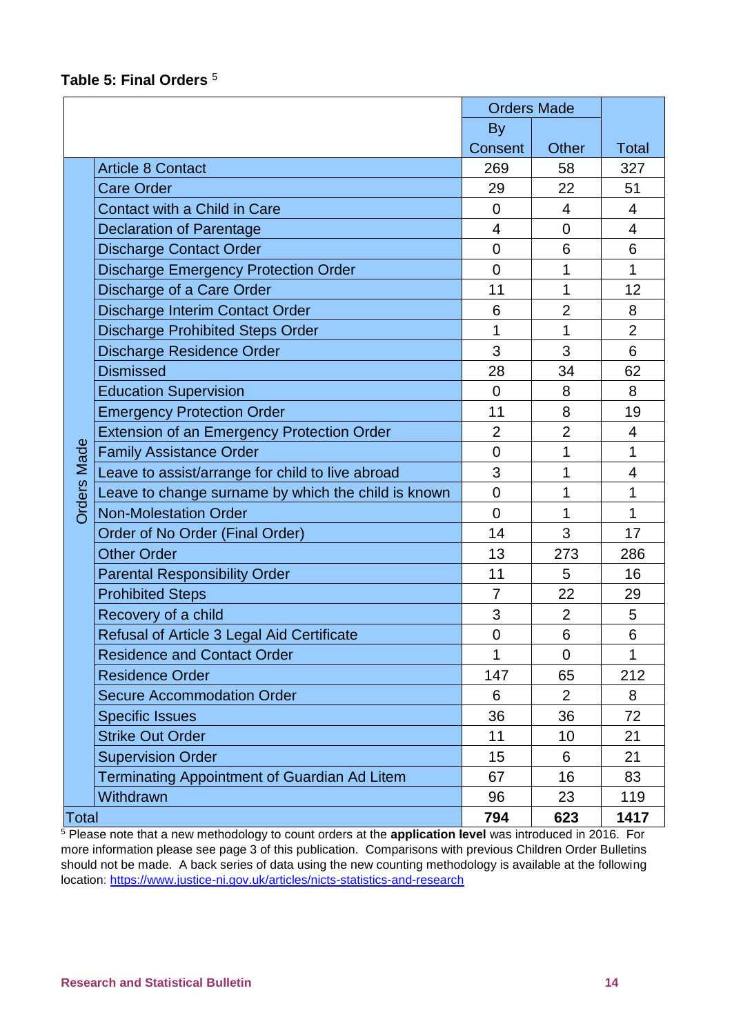**Table 5: Final Orders** [5]

| | | Orders Made | | |
|---|---|---|---|---|
| | | By Consent | Other | Total |
| Orders Made | Article 8 Contact | 269 | 58 | 327 |
| | Care Order | 29 | 22 | 51 |
| | Contact with a Child in Care | 0 | 4 | 4 |
| | Declaration of Parentage | 4 | 0 | 4 |
| | Discharge Contact Order | 0 | 6 | 6 |
| | Discharge Emergency Protection Order | 0 | 1 | 1 |
| | Discharge of a Care Order | 11 | 1 | 12 |
| | Discharge Interim Contact Order | 6 | 2 | 8 |
| | Discharge Prohibited Steps Order | 1 | 1 | 2 |
| | Discharge Residence Order | 3 | 3 | 6 |
| | Dismissed | 28 | 34 | 62 |
| | Education Supervision | 0 | 8 | 8 |
| | Emergency Protection Order | 11 | 8 | 19 |
| | Extension of an Emergency Protection Order | 2 | 2 | 4 |
| | Family Assistance Order | 0 | 1 | 1 |
| | Leave to assist/arrange for child to live abroad | 3 | 1 | 4 |
| | Leave to change surname by which the child is known | 0 | 1 | 1 |
| | Non-Molestation Order | 0 | 1 | 1 |
| | Order of No Order (Final Order) | 14 | 3 | 17 |
| | Other Order | 13 | 273 | 286 |
| | Parental Responsibility Order | 11 | 5 | 16 |
| | Prohibited Steps | 7 | 22 | 29 |
| | Recovery of a child | 3 | 2 | 5 |
| | Refusal of Article 3 Legal Aid Certificate | 0 | 6 | 6 |
| | Residence and Contact Order | 1 | 0 | 1 |
| | Residence Order | 147 | 65 | 212 |
| | Secure Accommodation Order | 6 | 2 | 8 |
| | Specific Issues | 36 | 36 | 72 |
| | Strike Out Order | 11 | 10 | 21 |
| | Supervision Order | 15 | 6 | 21 |
| | Terminating Appointment of Guardian Ad Litem | 67 | 16 | 83 |
| | Withdrawn | 96 | 23 | 119 |
| Total | | **794** | **623** | **1417** |

[5] Please note that a new methodology to count orders at the **application level** was introduced in 2016. For more information please see page 3 of this publication. Comparisons with previous Children Order Bulletins should not be made. A back series of data using the new counting methodology is available at the following location: https://www.justice-ni.gov.uk/articles/nicts-statistics-and-research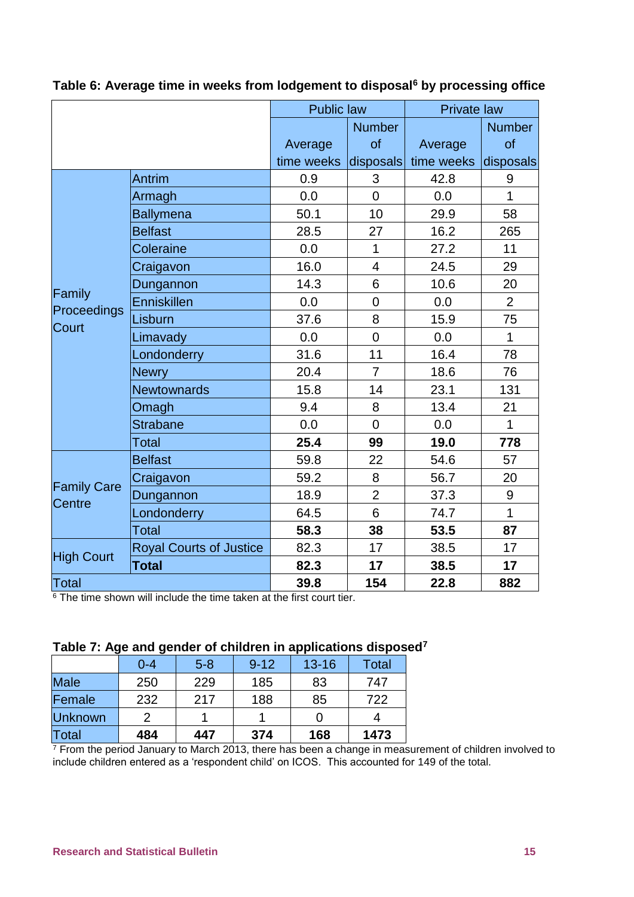**Table 6: Average time in weeks from lodgement to disposal[6] by processing office**

| | | Public law | | Private law | |
|---|---|---|---|---|---|
| | | Average time weeks | Number of disposals | Average time weeks | Number of disposals |
| Family Proceedings Court | Antrim | 0.9 | 3 | 42.8 | 9 |
| | Armagh | 0.0 | 0 | 0.0 | 1 |
| | Ballymena | 50.1 | 10 | 29.9 | 58 |
| | Belfast | 28.5 | 27 | 16.2 | 265 |
| | Coleraine | 0.0 | 1 | 27.2 | 11 |
| | Craigavon | 16.0 | 4 | 24.5 | 29 |
| | Dungannon | 14.3 | 6 | 10.6 | 20 |
| | Enniskillen | 0.0 | 0 | 0.0 | 2 |
| | Lisburn | 37.6 | 8 | 15.9 | 75 |
| | Limavady | 0.0 | 0 | 0.0 | 1 |
| | Londonderry | 31.6 | 11 | 16.4 | 78 |
| | Newry | 20.4 | 7 | 18.6 | 76 |
| | Newtownards | 15.8 | 14 | 23.1 | 131 |
| | Omagh | 9.4 | 8 | 13.4 | 21 |
| | Strabane | 0.0 | 0 | 0.0 | 1 |
| | Total | **25.4** | **99** | **19.0** | **778** |
| Family Care Centre | Belfast | 59.8 | 22 | 54.6 | 57 |
| | Craigavon | 59.2 | 8 | 56.7 | 20 |
| | Dungannon | 18.9 | 2 | 37.3 | 9 |
| | Londonderry | 64.5 | 6 | 74.7 | 1 |
| | Total | **58.3** | **38** | **53.5** | **87** |
| High Court | Royal Courts of Justice | 82.3 | 17 | 38.5 | 17 |
| | **Total** | **82.3** | **17** | **38.5** | **17** |
| Total | | **39.8** | **154** | **22.8** | **882** |

[6] The time shown will include the time taken at the first court tier.

**Table 7: Age and gender of children in applications disposed[7]**

| | 0-4 | 5-8 | 9-12 | 13-16 | Total |
|---|---|---|---|---|---|
| Male | 250 | 229 | 185 | 83 | 747 |
| Female | 232 | 217 | 188 | 85 | 722 |
| Unknown | 2 | 1 | 1 | 0 | 4 |
| Total | **484** | **447** | **374** | **168** | **1473** |

[7] From the period January to March 2013, there has been a change in measurement of children involved to include children entered as a 'respondent child' on ICOS. This accounted for 149 of the total.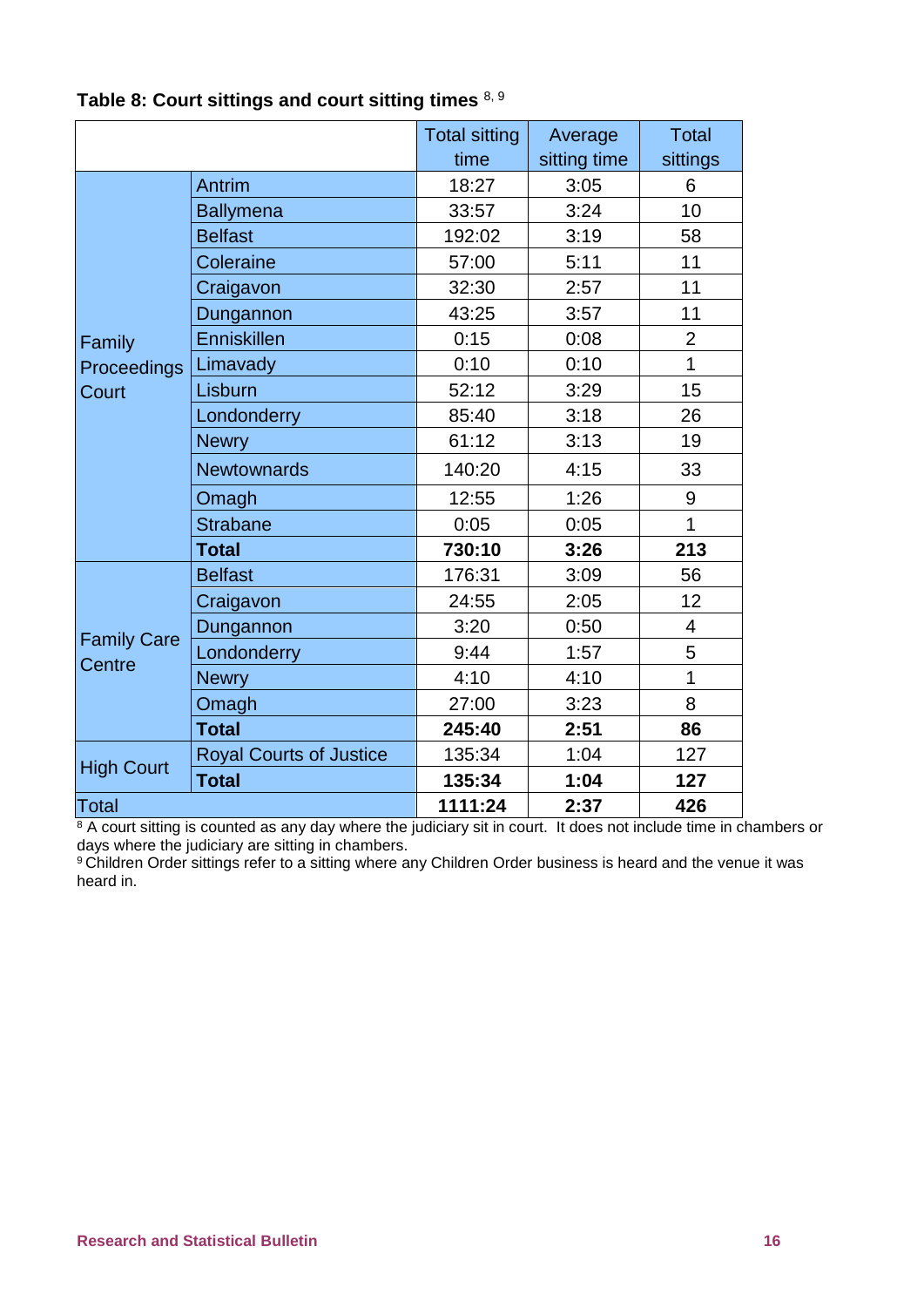**Table 8: Court sittings and court sitting times [8, 9]**

| | | Total sitting time | Average sitting time | Total sittings |
|---|---|---|---|---|
| Family Proceedings Court | Antrim | 18:27 | 3:05 | 6 |
| | Ballymena | 33:57 | 3:24 | 10 |
| | Belfast | 192:02 | 3:19 | 58 |
| | Coleraine | 57:00 | 5:11 | 11 |
| | Craigavon | 32:30 | 2:57 | 11 |
| | Dungannon | 43:25 | 3:57 | 11 |
| | Enniskillen | 0:15 | 0:08 | 2 |
| | Limavady | 0:10 | 0:10 | 1 |
| | Lisburn | 52:12 | 3:29 | 15 |
| | Londonderry | 85:40 | 3:18 | 26 |
| | Newry | 61:12 | 3:13 | 19 |
| | Newtownards | 140:20 | 4:15 | 33 |
| | Omagh | 12:55 | 1:26 | 9 |
| | Strabane | 0:05 | 0:05 | 1 |
| | **Total** | **730:10** | **3:26** | **213** |
| Family Care Centre | Belfast | 176:31 | 3:09 | 56 |
| | Craigavon | 24:55 | 2:05 | 12 |
| | Dungannon | 3:20 | 0:50 | 4 |
| | Londonderry | 9:44 | 1:57 | 5 |
| | Newry | 4:10 | 4:10 | 1 |
| | Omagh | 27:00 | 3:23 | 8 |
| | **Total** | **245:40** | **2:51** | **86** |
| High Court | Royal Courts of Justice | 135:34 | 1:04 | 127 |
| | **Total** | **135:34** | **1:04** | **127** |
| Total | | **1111:24** | **2:37** | **426** |

[8] A court sitting is counted as any day where the judiciary sit in court. It does not include time in chambers or days where the judiciary are sitting in chambers.
[9] Children Order sittings refer to a sitting where any Children Order business is heard and the venue it was heard in.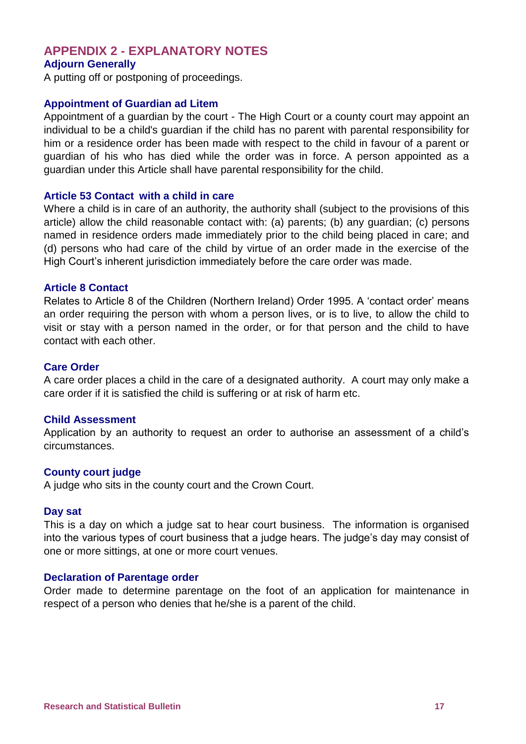## APPENDIX 2 - EXPLANATORY NOTES

### Adjourn Generally

A putting off or postponing of proceedings.

### Appointment of Guardian ad Litem

Appointment of a guardian by the court - The High Court or a county court may appoint an individual to be a child's guardian if the child has no parent with parental responsibility for him or a residence order has been made with respect to the child in favour of a parent or guardian of his who has died while the order was in force. A person appointed as a guardian under this Article shall have parental responsibility for the child.

### Article 53 Contact with a child in care

Where a child is in care of an authority, the authority shall (subject to the provisions of this article) allow the child reasonable contact with: (a) parents; (b) any guardian; (c) persons named in residence orders made immediately prior to the child being placed in care; and (d) persons who had care of the child by virtue of an order made in the exercise of the High Court's inherent jurisdiction immediately before the care order was made.

### Article 8 Contact

Relates to Article 8 of the Children (Northern Ireland) Order 1995. A 'contact order' means an order requiring the person with whom a person lives, or is to live, to allow the child to visit or stay with a person named in the order, or for that person and the child to have contact with each other.

### Care Order

A care order places a child in the care of a designated authority. A court may only make a care order if it is satisfied the child is suffering or at risk of harm etc.

### Child Assessment

Application by an authority to request an order to authorise an assessment of a child's circumstances.

### County court judge

A judge who sits in the county court and the Crown Court.

### Day sat

This is a day on which a judge sat to hear court business. The information is organised into the various types of court business that a judge hears. The judge's day may consist of one or more sittings, at one or more court venues.

### Declaration of Parentage order

Order made to determine parentage on the foot of an application for maintenance in respect of a person who denies that he/she is a parent of the child.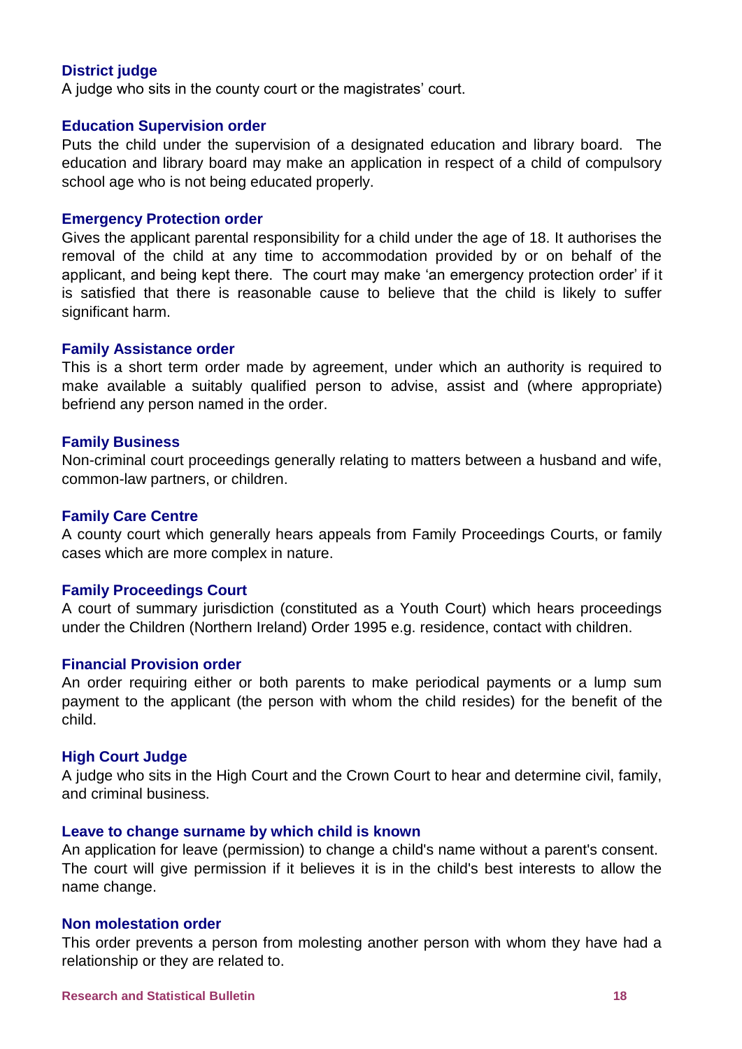**District judge**

A judge who sits in the county court or the magistrates' court.

**Education Supervision order**

Puts the child under the supervision of a designated education and library board. The education and library board may make an application in respect of a child of compulsory school age who is not being educated properly.

**Emergency Protection order**

Gives the applicant parental responsibility for a child under the age of 18. It authorises the removal of the child at any time to accommodation provided by or on behalf of the applicant, and being kept there. The court may make 'an emergency protection order' if it is satisfied that there is reasonable cause to believe that the child is likely to suffer significant harm.

**Family Assistance order**

This is a short term order made by agreement, under which an authority is required to make available a suitably qualified person to advise, assist and (where appropriate) befriend any person named in the order.

**Family Business**

Non-criminal court proceedings generally relating to matters between a husband and wife, common-law partners, or children.

**Family Care Centre**

A county court which generally hears appeals from Family Proceedings Courts, or family cases which are more complex in nature.

**Family Proceedings Court**

A court of summary jurisdiction (constituted as a Youth Court) which hears proceedings under the Children (Northern Ireland) Order 1995 e.g. residence, contact with children.

**Financial Provision order**

An order requiring either or both parents to make periodical payments or a lump sum payment to the applicant (the person with whom the child resides) for the benefit of the child.

**High Court Judge**

A judge who sits in the High Court and the Crown Court to hear and determine civil, family, and criminal business.

**Leave to change surname by which child is known**

An application for leave (permission) to change a child's name without a parent's consent. The court will give permission if it believes it is in the child's best interests to allow the name change.

**Non molestation order**

This order prevents a person from molesting another person with whom they have had a relationship or they are related to.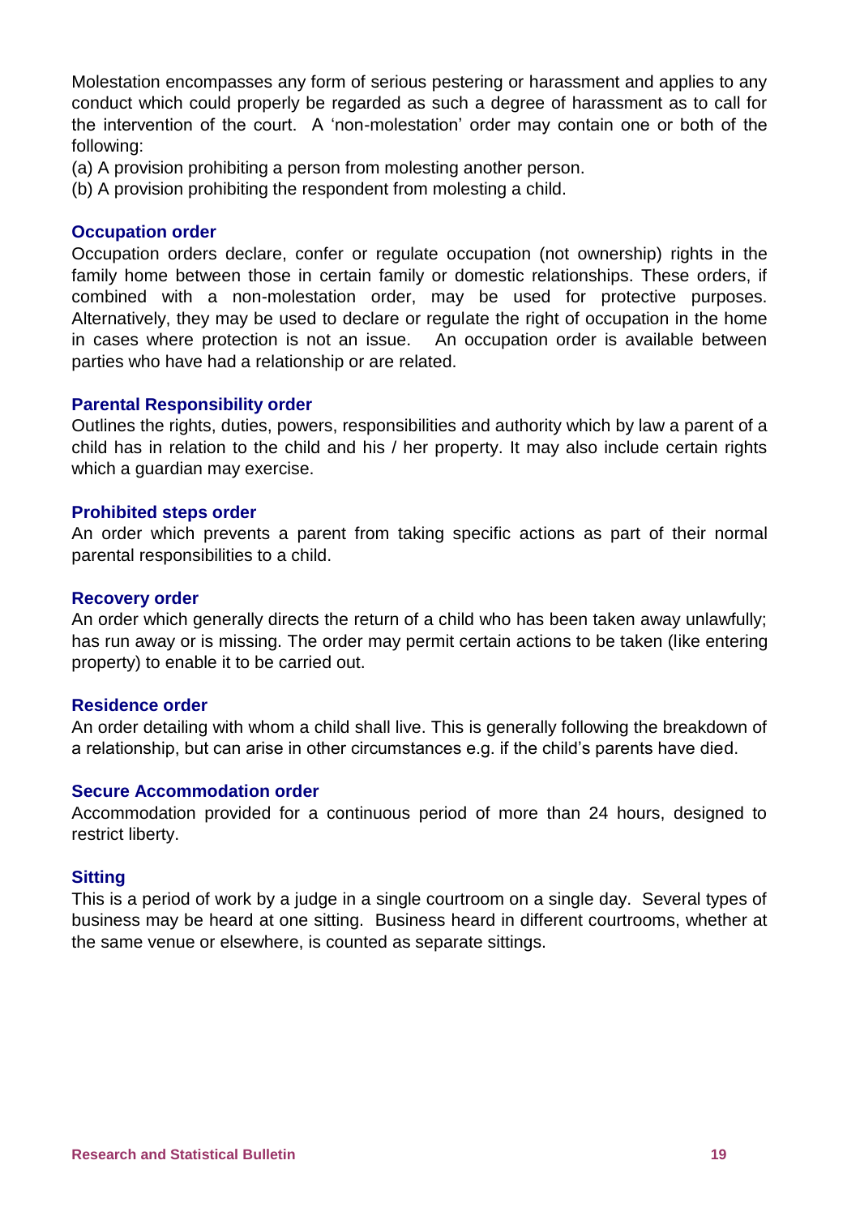Molestation encompasses any form of serious pestering or harassment and applies to any conduct which could properly be regarded as such a degree of harassment as to call for the intervention of the court. A 'non-molestation' order may contain one or both of the following:

(a) A provision prohibiting a person from molesting another person.

(b) A provision prohibiting the respondent from molesting a child.

### Occupation order

Occupation orders declare, confer or regulate occupation (not ownership) rights in the family home between those in certain family or domestic relationships. These orders, if combined with a non-molestation order, may be used for protective purposes. Alternatively, they may be used to declare or regulate the right of occupation in the home in cases where protection is not an issue. An occupation order is available between parties who have had a relationship or are related.

### Parental Responsibility order

Outlines the rights, duties, powers, responsibilities and authority which by law a parent of a child has in relation to the child and his / her property. It may also include certain rights which a guardian may exercise.

### Prohibited steps order

An order which prevents a parent from taking specific actions as part of their normal parental responsibilities to a child.

### Recovery order

An order which generally directs the return of a child who has been taken away unlawfully; has run away or is missing. The order may permit certain actions to be taken (like entering property) to enable it to be carried out.

### Residence order

An order detailing with whom a child shall live. This is generally following the breakdown of a relationship, but can arise in other circumstances e.g. if the child's parents have died.

### Secure Accommodation order

Accommodation provided for a continuous period of more than 24 hours, designed to restrict liberty.

### Sitting

This is a period of work by a judge in a single courtroom on a single day. Several types of business may be heard at one sitting. Business heard in different courtrooms, whether at the same venue or elsewhere, is counted as separate sittings.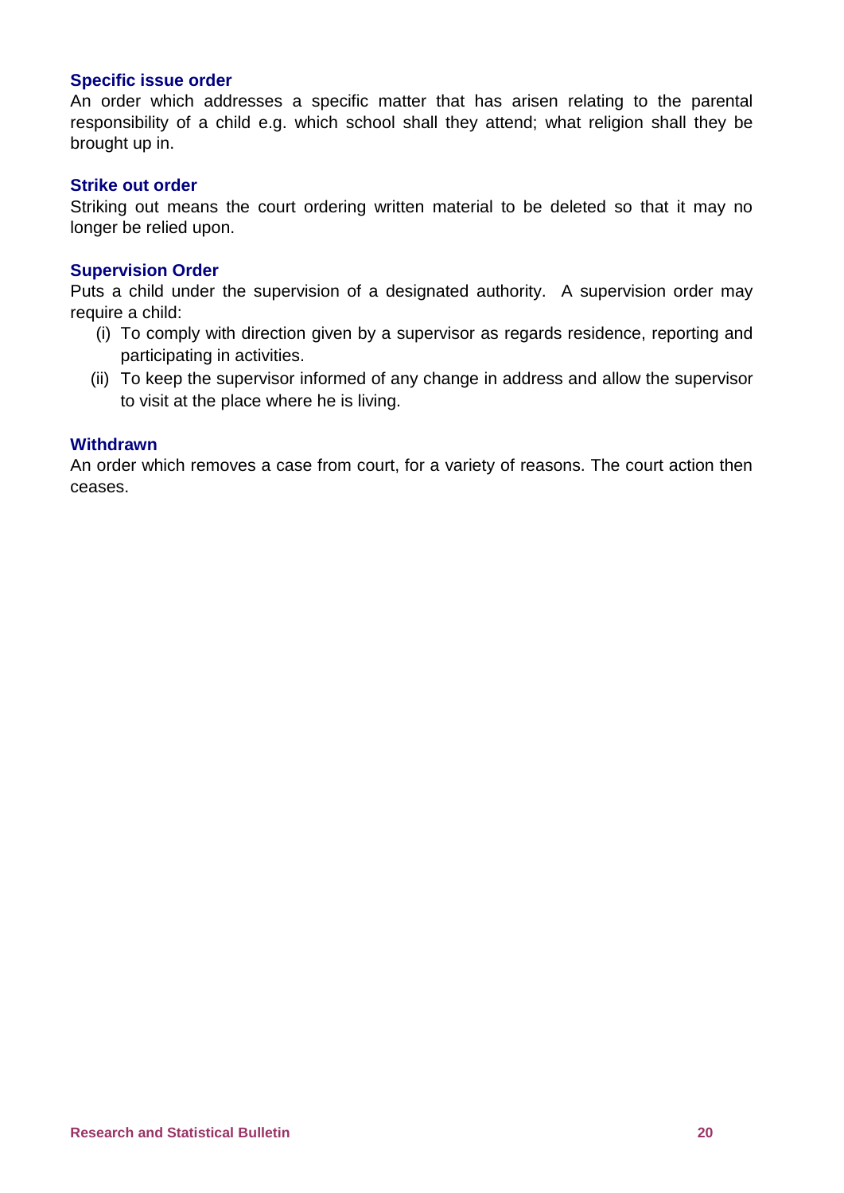### Specific issue order

An order which addresses a specific matter that has arisen relating to the parental responsibility of a child e.g. which school shall they attend; what religion shall they be brought up in.

### Strike out order

Striking out means the court ordering written material to be deleted so that it may no longer be relied upon.

### Supervision Order

Puts a child under the supervision of a designated authority. A supervision order may require a child:

(i) To comply with direction given by a supervisor as regards residence, reporting and participating in activities.

(ii) To keep the supervisor informed of any change in address and allow the supervisor to visit at the place where he is living.

### Withdrawn

An order which removes a case from court, for a variety of reasons. The court action then ceases.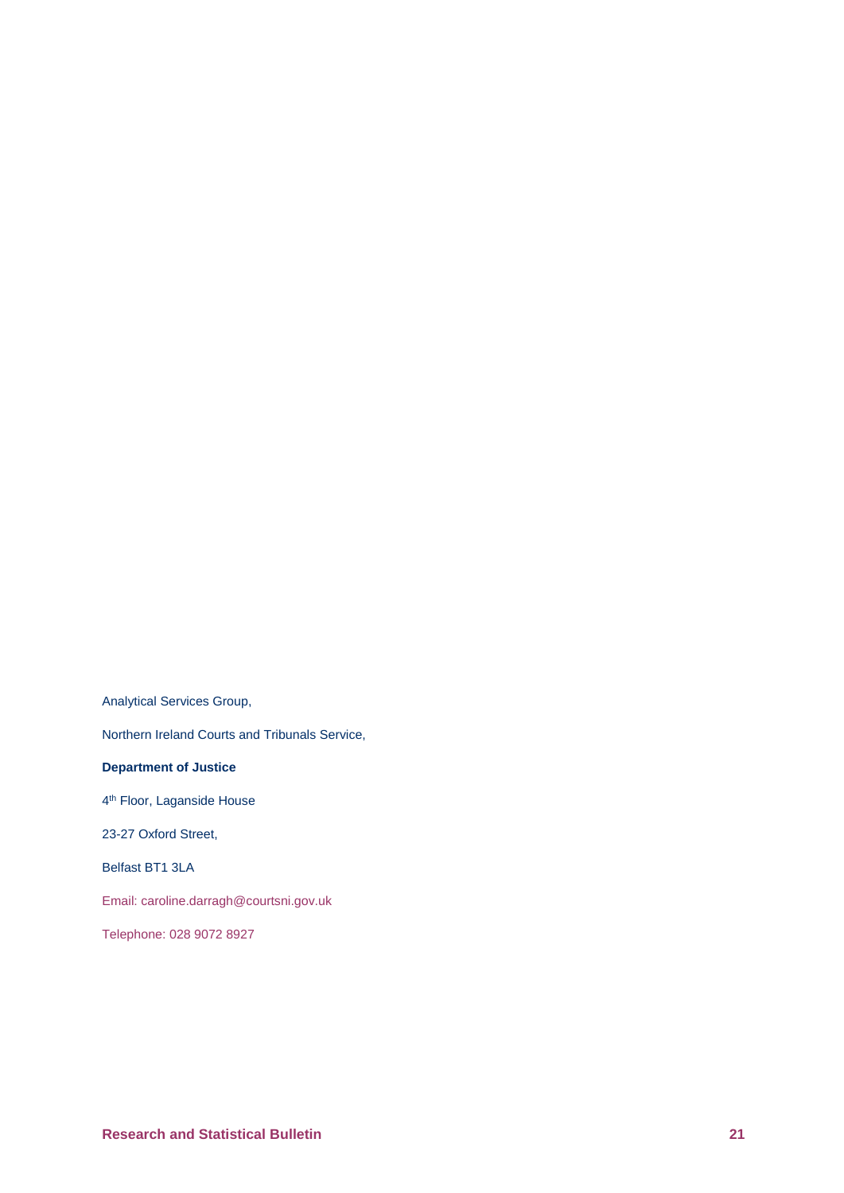Analytical Services Group,

Northern Ireland Courts and Tribunals Service,

**Department of Justice**

4th Floor, Laganside House

23-27 Oxford Street,

Belfast BT1 3LA

Email: caroline.darragh@courtsni.gov.uk

Telephone: 028 9072 8927